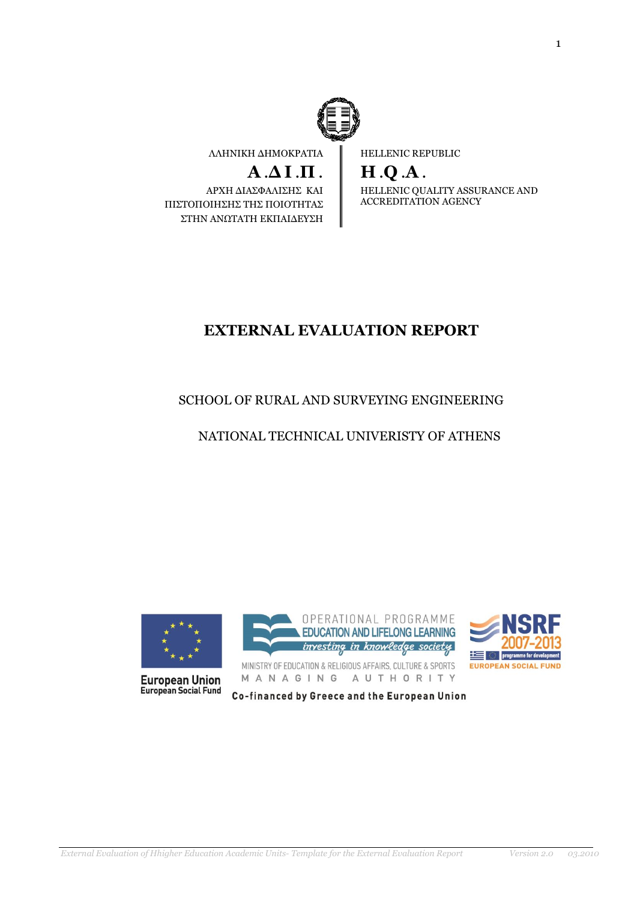ΛΛΗΝΙΚΗ ΔΗΜΟΚΡΑΤΙΑ

**Α.ΔΙ.Π.**

ΑΡΧΗ ΔΙΑΣΦΑΛΙΣΗΣ ΚΑΙ ΠΙΣΤΟΠΟΙΗΣΗΣ ΤΗΣ ΠΟΙΟΤΗΤΑΣ ΣΤΗΝ ΑΝΩΤΑΤΗ ΕΚΠΑΙΔΕΥΣΗ

HELLENIC REPUBLIC

**H.Q.A.**

HELLENIC QUALITY ASSURANCE AND ACCREDITATION AGENCY

# EXTERNAL EVALUATION REPORT

## SCHOOL OF RURAL AND SURVEYING ENGINEERING

## NATIONAL TECHNICAL UNIVERISTY OF ATHENS

European Union
European Social Fund

OPERATIONAL PROGRAMME
EDUCATION AND LIFELONG LEARNING
investing in knowledge society
MINISTRY OF EDUCATION & RELIGIOUS AFFAIRS, CULTURE & SPORTS
MANAGING AUTHORITY

NSRF 2007-2013
programme for development
EUROPEAN SOCIAL FUND

Co-financed by Greece and the European Union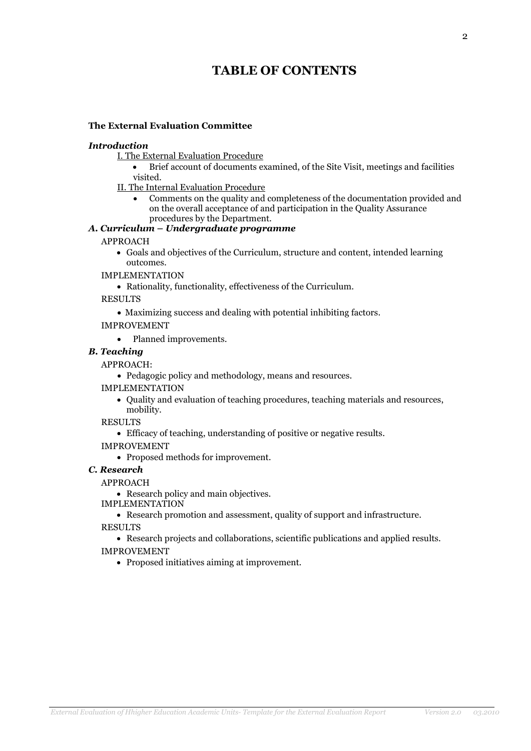# TABLE OF CONTENTS

**The External Evaluation Committee**

***Introduction***

I. The External Evaluation Procedure

- Brief account of documents examined, of the Site Visit, meetings and facilities visited.

II. The Internal Evaluation Procedure

- Comments on the quality and completeness of the documentation provided and on the overall acceptance of and participation in the Quality Assurance procedures by the Department.

***A. Curriculum – Undergraduate programme***

APPROACH

- Goals and objectives of the Curriculum, structure and content, intended learning outcomes.

IMPLEMENTATION

- Rationality, functionality, effectiveness of the Curriculum.

RESULTS

- Maximizing success and dealing with potential inhibiting factors.

IMPROVEMENT

- Planned improvements.

***B. Teaching***

APPROACH:

- Pedagogic policy and methodology, means and resources.

IMPLEMENTATION

- Quality and evaluation of teaching procedures, teaching materials and resources, mobility.

RESULTS

- Efficacy of teaching, understanding of positive or negative results.

IMPROVEMENT

- Proposed methods for improvement.

***C. Research***

APPROACH

- Research policy and main objectives.

IMPLEMENTATION

- Research promotion and assessment, quality of support and infrastructure.

RESULTS

- Research projects and collaborations, scientific publications and applied results.

IMPROVEMENT

- Proposed initiatives aiming at improvement.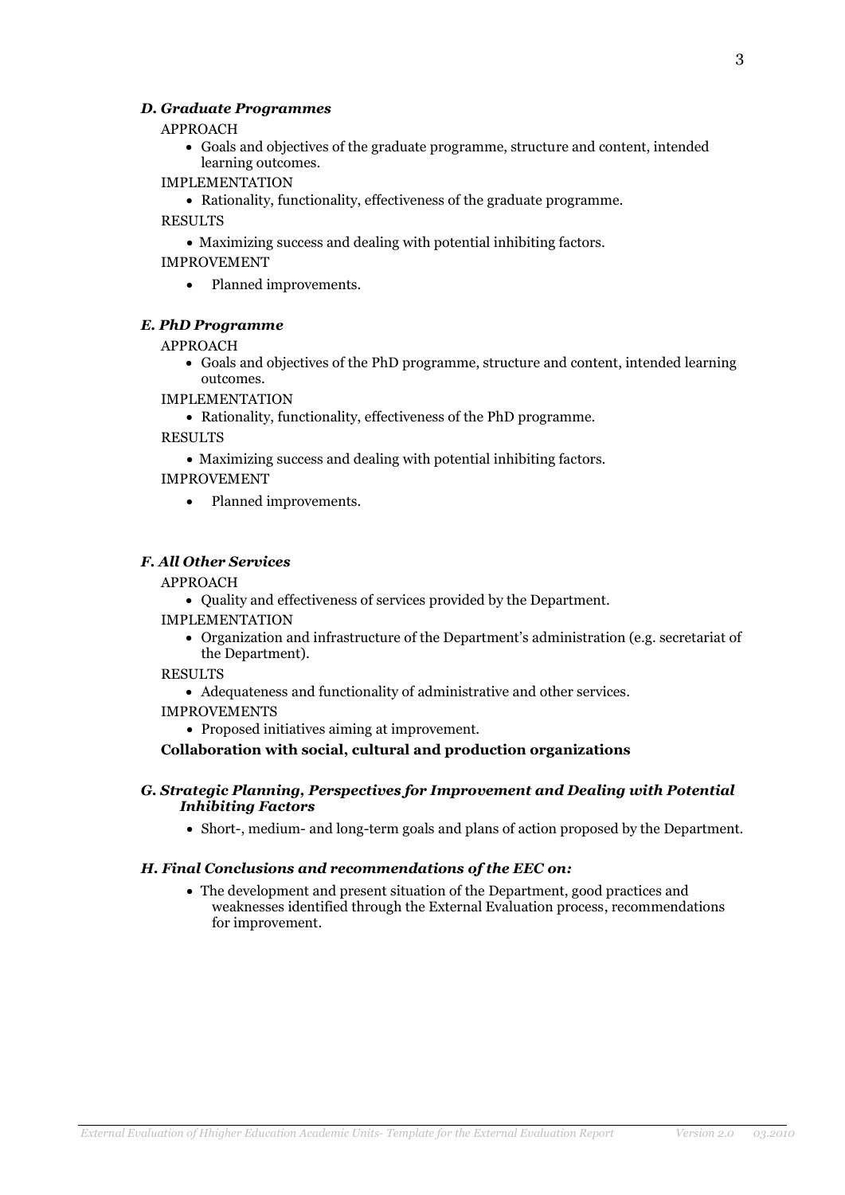***D. Graduate Programmes***

APPROACH

- Goals and objectives of the graduate programme, structure and content, intended learning outcomes.

IMPLEMENTATION

- Rationality, functionality, effectiveness of the graduate programme.

RESULTS

- Maximizing success and dealing with potential inhibiting factors.

IMPROVEMENT

- Planned improvements.

***E. PhD Programme***

APPROACH

- Goals and objectives of the PhD programme, structure and content, intended learning outcomes.

IMPLEMENTATION

- Rationality, functionality, effectiveness of the PhD programme.

RESULTS

- Maximizing success and dealing with potential inhibiting factors.

IMPROVEMENT

- Planned improvements.

***F. All Other Services***

APPROACH

- Quality and effectiveness of services provided by the Department.

IMPLEMENTATION

- Organization and infrastructure of the Department's administration (e.g. secretariat of the Department).

RESULTS

- Adequateness and functionality of administrative and other services.

IMPROVEMENTS

- Proposed initiatives aiming at improvement.

**Collaboration with social, cultural and production organizations**

***G. Strategic Planning, Perspectives for Improvement and Dealing with Potential Inhibiting Factors***

- Short-, medium- and long-term goals and plans of action proposed by the Department.

***H. Final Conclusions and recommendations of the EEC on:***

- The development and present situation of the Department, good practices and weaknesses identified through the External Evaluation process, recommendations for improvement.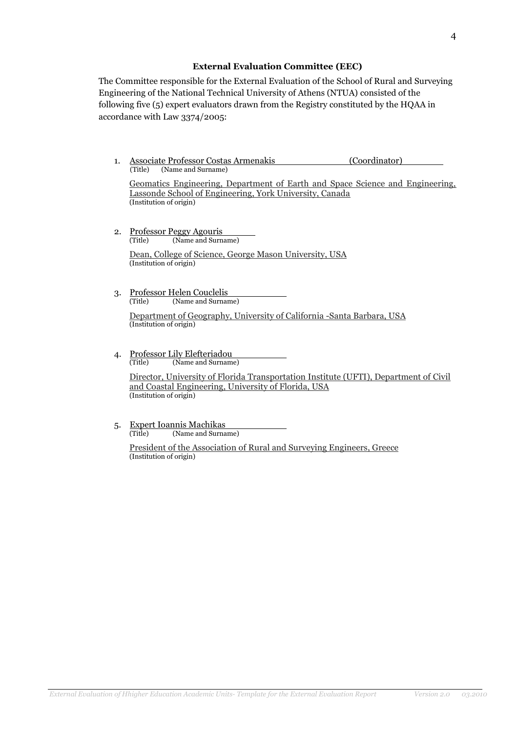**External Evaluation Committee (EEC)**

The Committee responsible for the External Evaluation of the School of Rural and Surveying Engineering of the National Technical University of Athens (NTUA) consisted of the following five (5) expert evaluators drawn from the Registry constituted by the HQAA in accordance with Law 3374/2005:

1. Associate Professor Costas Armenakis (Coordinator)
   (Title) (Name and Surname)

   Geomatics Engineering, Department of Earth and Space Science and Engineering, Lassonde School of Engineering, York University, Canada
   (Institution of origin)

2. Professor Peggy Agouris
   (Title) (Name and Surname)

   Dean, College of Science, George Mason University, USA
   (Institution of origin)

3. Professor Helen Couclelis
   (Title) (Name and Surname)

   Department of Geography, University of California -Santa Barbara, USA
   (Institution of origin)

4. Professor Lily Elefteriadou
   (Title) (Name and Surname)

   Director, University of Florida Transportation Institute (UFTI), Department of Civil and Coastal Engineering, University of Florida, USA
   (Institution of origin)

5. Expert Ioannis Machikas
   (Title) (Name and Surname)

   President of the Association of Rural and Surveying Engineers, Greece
   (Institution of origin)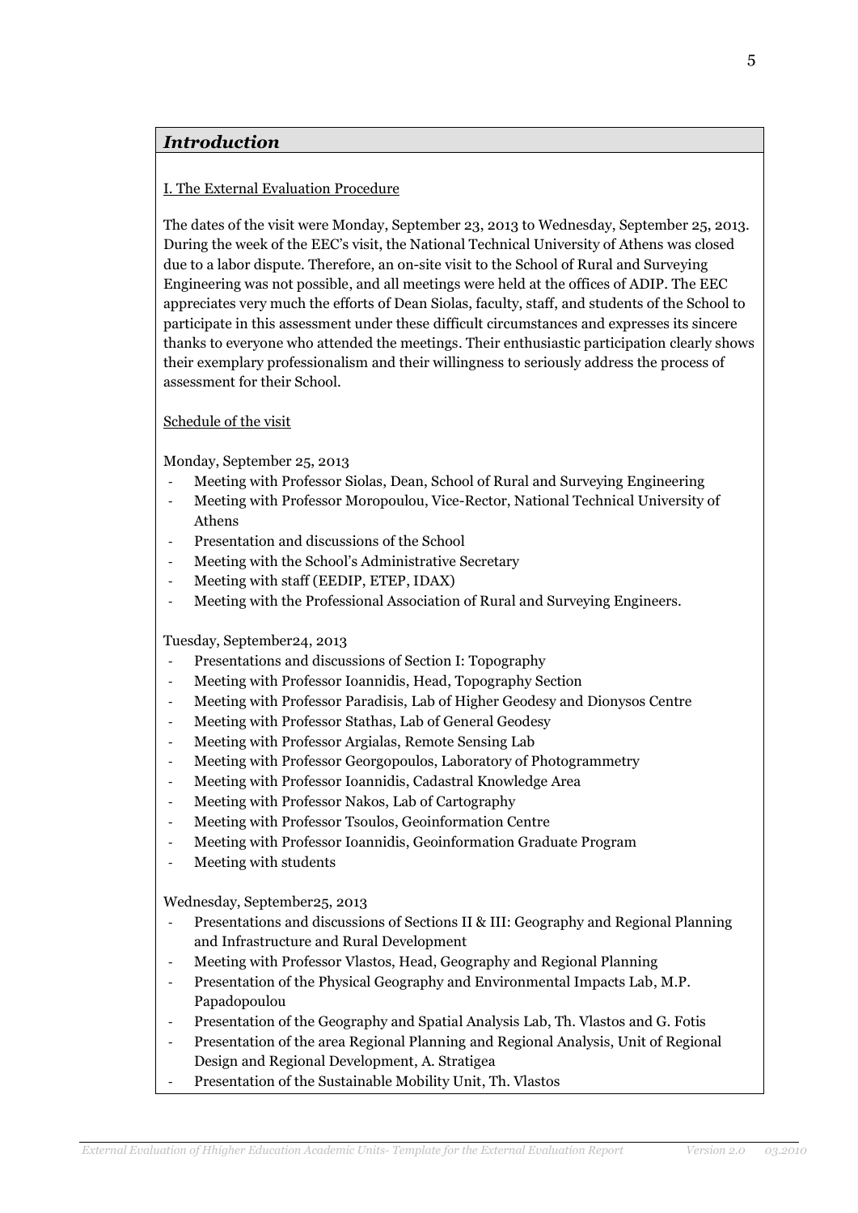## *Introduction*

I. The External Evaluation Procedure

The dates of the visit were Monday, September 23, 2013 to Wednesday, September 25, 2013. During the week of the EEC's visit, the National Technical University of Athens was closed due to a labor dispute. Therefore, an on-site visit to the School of Rural and Surveying Engineering was not possible, and all meetings were held at the offices of ADIP. The EEC appreciates very much the efforts of Dean Siolas, faculty, staff, and students of the School to participate in this assessment under these difficult circumstances and expresses its sincere thanks to everyone who attended the meetings. Their enthusiastic participation clearly shows their exemplary professionalism and their willingness to seriously address the process of assessment for their School.

Schedule of the visit

Monday, September 25, 2013

- Meeting with Professor Siolas, Dean, School of Rural and Surveying Engineering
- Meeting with Professor Moropoulou, Vice-Rector, National Technical University of Athens
- Presentation and discussions of the School
- Meeting with the School's Administrative Secretary
- Meeting with staff (EEDIP, ETEP, IDAX)
- Meeting with the Professional Association of Rural and Surveying Engineers.

Tuesday, September24, 2013

- Presentations and discussions of Section I: Topography
- Meeting with Professor Ioannidis, Head, Topography Section
- Meeting with Professor Paradisis, Lab of Higher Geodesy and Dionysos Centre
- Meeting with Professor Stathas, Lab of General Geodesy
- Meeting with Professor Argialas, Remote Sensing Lab
- Meeting with Professor Georgopoulos, Laboratory of Photogrammetry
- Meeting with Professor Ioannidis, Cadastral Knowledge Area
- Meeting with Professor Nakos, Lab of Cartography
- Meeting with Professor Tsoulos, Geoinformation Centre
- Meeting with Professor Ioannidis, Geoinformation Graduate Program
- Meeting with students

Wednesday, September25, 2013

- Presentations and discussions of Sections II & III: Geography and Regional Planning and Infrastructure and Rural Development
- Meeting with Professor Vlastos, Head, Geography and Regional Planning
- Presentation of the Physical Geography and Environmental Impacts Lab, M.P. Papadopoulou
- Presentation of the Geography and Spatial Analysis Lab, Th. Vlastos and G. Fotis
- Presentation of the area Regional Planning and Regional Analysis, Unit of Regional Design and Regional Development, A. Stratigea
- Presentation of the Sustainable Mobility Unit, Th. Vlastos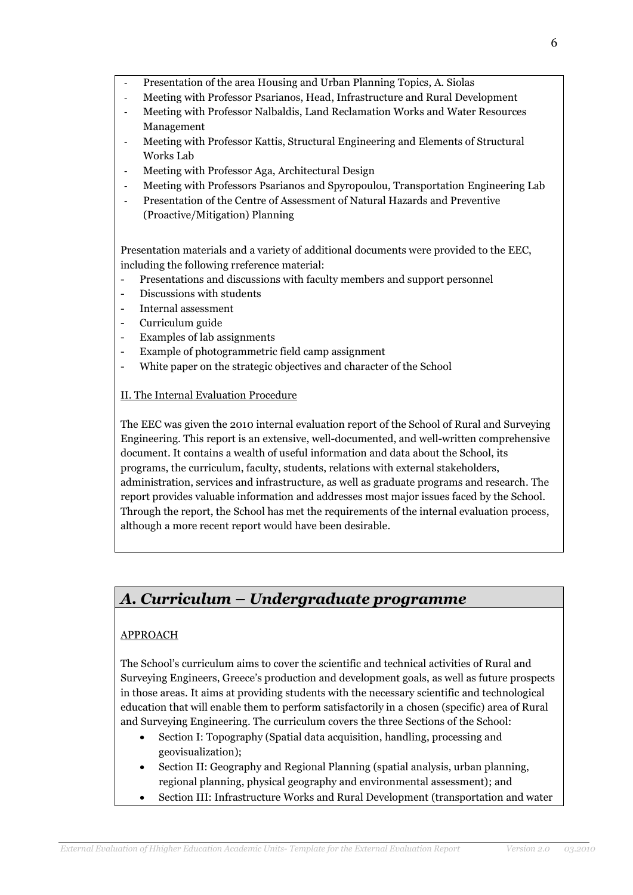- Presentation of the area Housing and Urban Planning Topics, A. Siolas
- Meeting with Professor Psarianos, Head, Infrastructure and Rural Development
- Meeting with Professor Nalbaldis, Land Reclamation Works and Water Resources Management
- Meeting with Professor Kattis, Structural Engineering and Elements of Structural Works Lab
- Meeting with Professor Aga, Architectural Design
- Meeting with Professors Psarianos and Spyropoulou, Transportation Engineering Lab
- Presentation of the Centre of Assessment of Natural Hazards and Preventive (Proactive/Mitigation) Planning

Presentation materials and a variety of additional documents were provided to the EEC, including the following rreference material:

- Presentations and discussions with faculty members and support personnel
- Discussions with students
- Internal assessment
- Curriculum guide
- Examples of lab assignments
- Example of photogrammetric field camp assignment
- White paper on the strategic objectives and character of the School

II. The Internal Evaluation Procedure

The EEC was given the 2010 internal evaluation report of the School of Rural and Surveying Engineering. This report is an extensive, well-documented, and well-written comprehensive document. It contains a wealth of useful information and data about the School, its programs, the curriculum, faculty, students, relations with external stakeholders, administration, services and infrastructure, as well as graduate programs and research. The report provides valuable information and addresses most major issues faced by the School. Through the report, the School has met the requirements of the internal evaluation process, although a more recent report would have been desirable.

## *A. Curriculum – Undergraduate programme*

APPROACH

The School's curriculum aims to cover the scientific and technical activities of Rural and Surveying Engineers, Greece's production and development goals, as well as future prospects in those areas. It aims at providing students with the necessary scientific and technological education that will enable them to perform satisfactorily in a chosen (specific) area of Rural and Surveying Engineering. The curriculum covers the three Sections of the School:

- Section I: Topography (Spatial data acquisition, handling, processing and geovisualization);
- Section II: Geography and Regional Planning (spatial analysis, urban planning, regional planning, physical geography and environmental assessment); and
- Section III: Infrastructure Works and Rural Development (transportation and water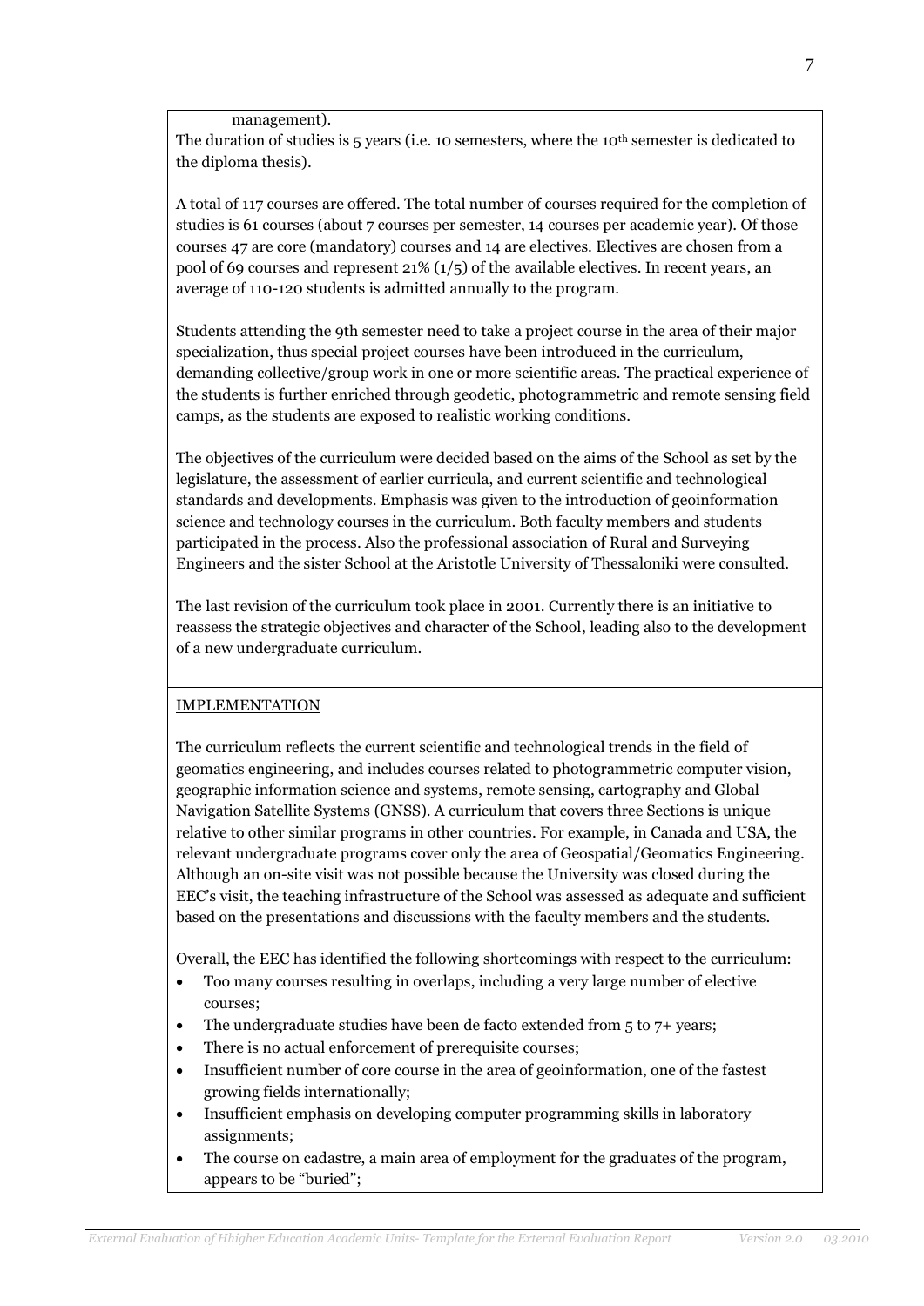management).

The duration of studies is 5 years (i.e. 10 semesters, where the 10th semester is dedicated to the diploma thesis).

A total of 117 courses are offered. The total number of courses required for the completion of studies is 61 courses (about 7 courses per semester, 14 courses per academic year). Of those courses 47 are core (mandatory) courses and 14 are electives. Electives are chosen from a pool of 69 courses and represent 21% (1/5) of the available electives. In recent years, an average of 110-120 students is admitted annually to the program.

Students attending the 9th semester need to take a project course in the area of their major specialization, thus special project courses have been introduced in the curriculum, demanding collective/group work in one or more scientific areas. The practical experience of the students is further enriched through geodetic, photogrammetric and remote sensing field camps, as the students are exposed to realistic working conditions.

The objectives of the curriculum were decided based on the aims of the School as set by the legislature, the assessment of earlier curricula, and current scientific and technological standards and developments. Emphasis was given to the introduction of geoinformation science and technology courses in the curriculum. Both faculty members and students participated in the process. Also the professional association of Rural and Surveying Engineers and the sister School at the Aristotle University of Thessaloniki were consulted.

The last revision of the curriculum took place in 2001. Currently there is an initiative to reassess the strategic objectives and character of the School, leading also to the development of a new undergraduate curriculum.

IMPLEMENTATION

The curriculum reflects the current scientific and technological trends in the field of geomatics engineering, and includes courses related to photogrammetric computer vision, geographic information science and systems, remote sensing, cartography and Global Navigation Satellite Systems (GNSS). A curriculum that covers three Sections is unique relative to other similar programs in other countries. For example, in Canada and USA, the relevant undergraduate programs cover only the area of Geospatial/Geomatics Engineering. Although an on-site visit was not possible because the University was closed during the EEC's visit, the teaching infrastructure of the School was assessed as adequate and sufficient based on the presentations and discussions with the faculty members and the students.

Overall, the EEC has identified the following shortcomings with respect to the curriculum:

- Too many courses resulting in overlaps, including a very large number of elective courses;
- The undergraduate studies have been de facto extended from 5 to 7+ years;
- There is no actual enforcement of prerequisite courses;
- Insufficient number of core course in the area of geoinformation, one of the fastest growing fields internationally;
- Insufficient emphasis on developing computer programming skills in laboratory assignments;
- The course on cadastre, a main area of employment for the graduates of the program, appears to be "buried";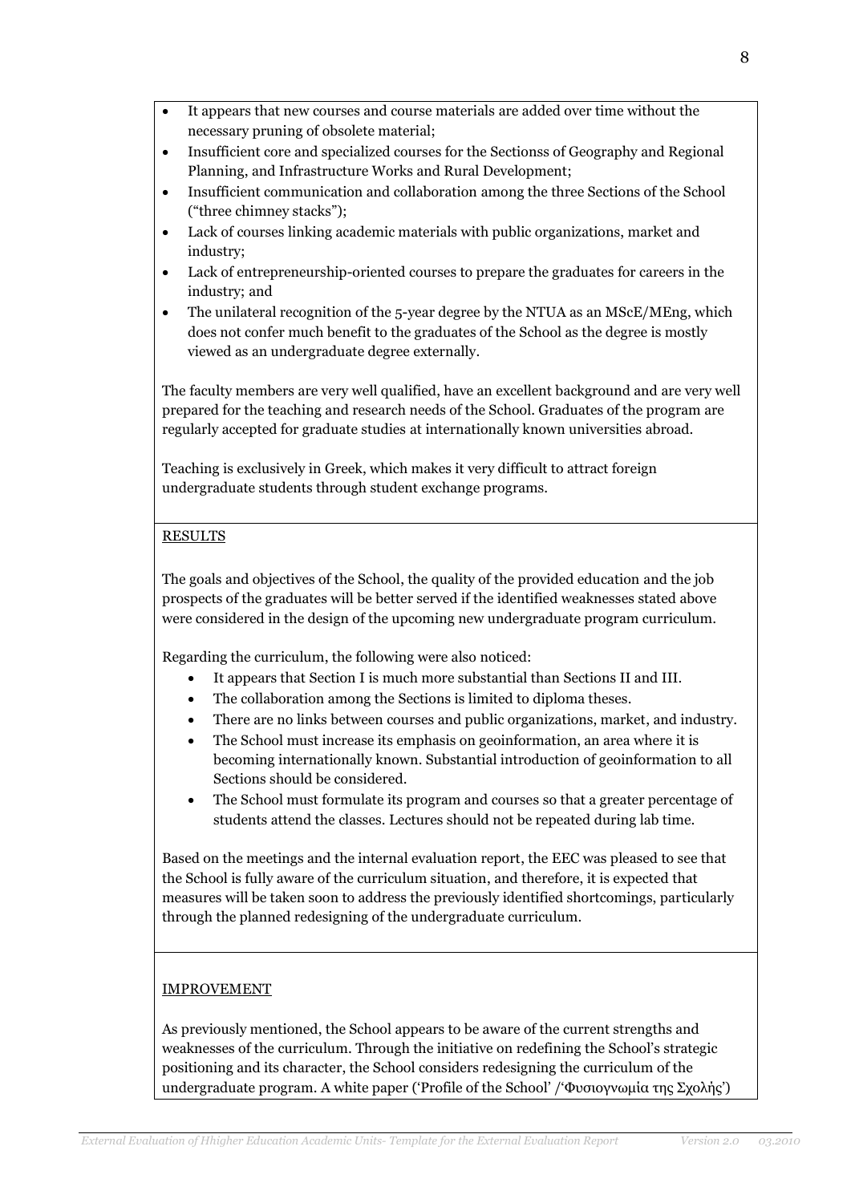- It appears that new courses and course materials are added over time without the necessary pruning of obsolete material;
- Insufficient core and specialized courses for the Sectionss of Geography and Regional Planning, and Infrastructure Works and Rural Development;
- Insufficient communication and collaboration among the three Sections of the School ("three chimney stacks");
- Lack of courses linking academic materials with public organizations, market and industry;
- Lack of entrepreneurship-oriented courses to prepare the graduates for careers in the industry; and
- The unilateral recognition of the 5-year degree by the NTUA as an MScE/MEng, which does not confer much benefit to the graduates of the School as the degree is mostly viewed as an undergraduate degree externally.

The faculty members are very well qualified, have an excellent background and are very well prepared for the teaching and research needs of the School. Graduates of the program are regularly accepted for graduate studies at internationally known universities abroad.

Teaching is exclusively in Greek, which makes it very difficult to attract foreign undergraduate students through student exchange programs.

RESULTS

The goals and objectives of the School, the quality of the provided education and the job prospects of the graduates will be better served if the identified weaknesses stated above were considered in the design of the upcoming new undergraduate program curriculum.

Regarding the curriculum, the following were also noticed:

- It appears that Section I is much more substantial than Sections II and III.
- The collaboration among the Sections is limited to diploma theses.
- There are no links between courses and public organizations, market, and industry.
- The School must increase its emphasis on geoinformation, an area where it is becoming internationally known. Substantial introduction of geoinformation to all Sections should be considered.
- The School must formulate its program and courses so that a greater percentage of students attend the classes. Lectures should not be repeated during lab time.

Based on the meetings and the internal evaluation report, the EEC was pleased to see that the School is fully aware of the curriculum situation, and therefore, it is expected that measures will be taken soon to address the previously identified shortcomings, particularly through the planned redesigning of the undergraduate curriculum.

IMPROVEMENT

As previously mentioned, the School appears to be aware of the current strengths and weaknesses of the curriculum. Through the initiative on redefining the School's strategic positioning and its character, the School considers redesigning the curriculum of the undergraduate program. A white paper ('Profile of the School' /'Φυσιογνωμία της Σχολής')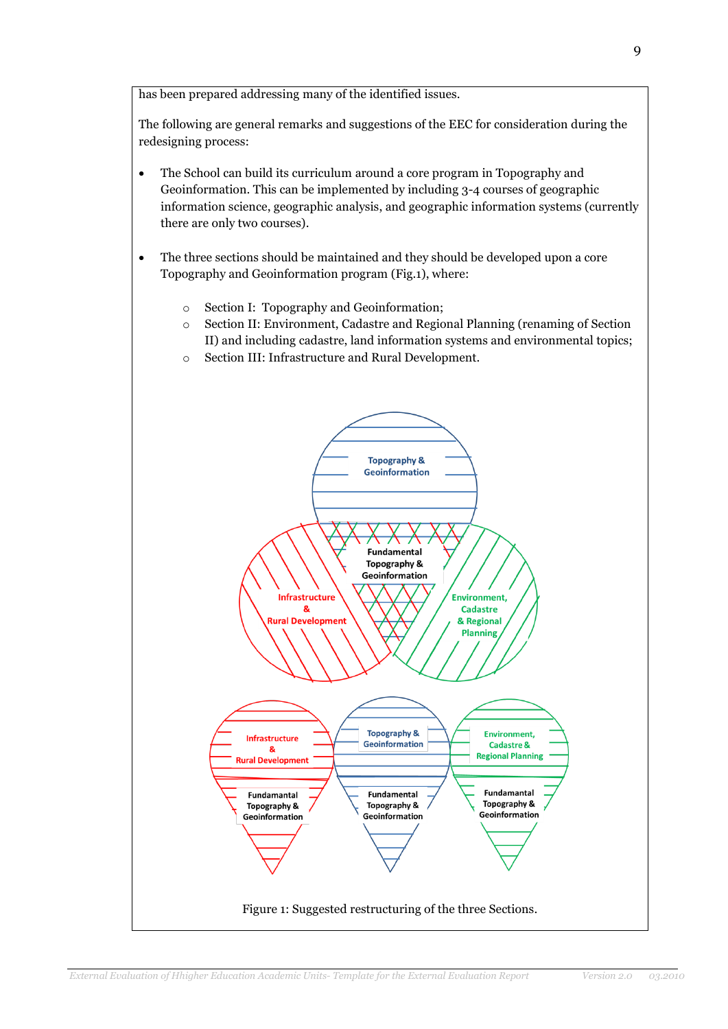has been prepared addressing many of the identified issues.

The following are general remarks and suggestions of the EEC for consideration during the redesigning process:

- The School can build its curriculum around a core program in Topography and Geoinformation. This can be implemented by including 3-4 courses of geographic information science, geographic analysis, and geographic information systems (currently there are only two courses).

- The three sections should be maintained and they should be developed upon a core Topography and Geoinformation program (Fig.1), where:

  - Section I: Topography and Geoinformation;
  - Section II: Environment, Cadastre and Regional Planning (renaming of Section II) and including cadastre, land information systems and environmental topics;
  - Section III: Infrastructure and Rural Development.

Figure 1: Suggested restructuring of the three Sections.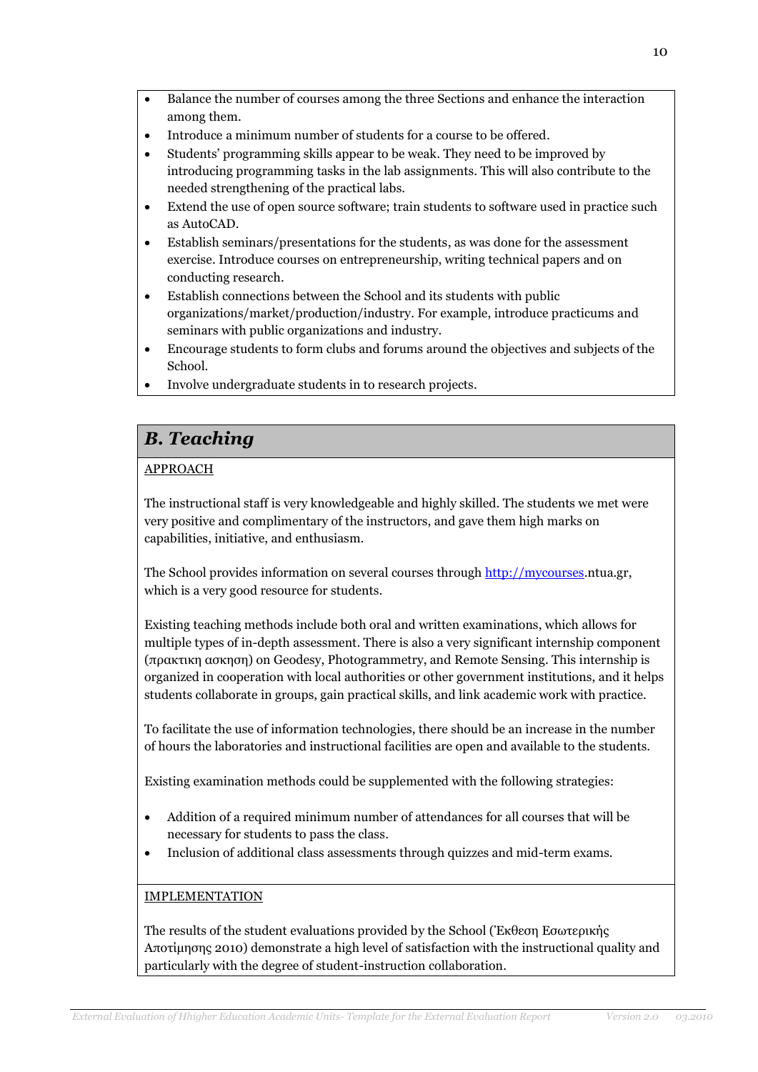- Balance the number of courses among the three Sections and enhance the interaction among them.
- Introduce a minimum number of students for a course to be offered.
- Students' programming skills appear to be weak. They need to be improved by introducing programming tasks in the lab assignments. This will also contribute to the needed strengthening of the practical labs.
- Extend the use of open source software; train students to software used in practice such as AutoCAD.
- Establish seminars/presentations for the students, as was done for the assessment exercise. Introduce courses on entrepreneurship, writing technical papers and on conducting research.
- Establish connections between the School and its students with public organizations/market/production/industry. For example, introduce practicums and seminars with public organizations and industry.
- Encourage students to form clubs and forums around the objectives and subjects of the School.
- Involve undergraduate students in to research projects.

## *B. Teaching*

APPROACH

The instructional staff is very knowledgeable and highly skilled. The students we met were very positive and complimentary of the instructors, and gave them high marks on capabilities, initiative, and enthusiasm.

The School provides information on several courses through http://mycourses.ntua.gr, which is a very good resource for students.

Existing teaching methods include both oral and written examinations, which allows for multiple types of in-depth assessment. There is also a very significant internship component (πρακτικη ασκηση) on Geodesy, Photogrammetry, and Remote Sensing. This internship is organized in cooperation with local authorities or other government institutions, and it helps students collaborate in groups, gain practical skills, and link academic work with practice.

To facilitate the use of information technologies, there should be an increase in the number of hours the laboratories and instructional facilities are open and available to the students.

Existing examination methods could be supplemented with the following strategies:

- Addition of a required minimum number of attendances for all courses that will be necessary for students to pass the class.
- Inclusion of additional class assessments through quizzes and mid-term exams.

IMPLEMENTATION

The results of the student evaluations provided by the School (Έκθεση Εσωτερικὴς Αποτίμησης 2010) demonstrate a high level of satisfaction with the instructional quality and particularly with the degree of student-instruction collaboration.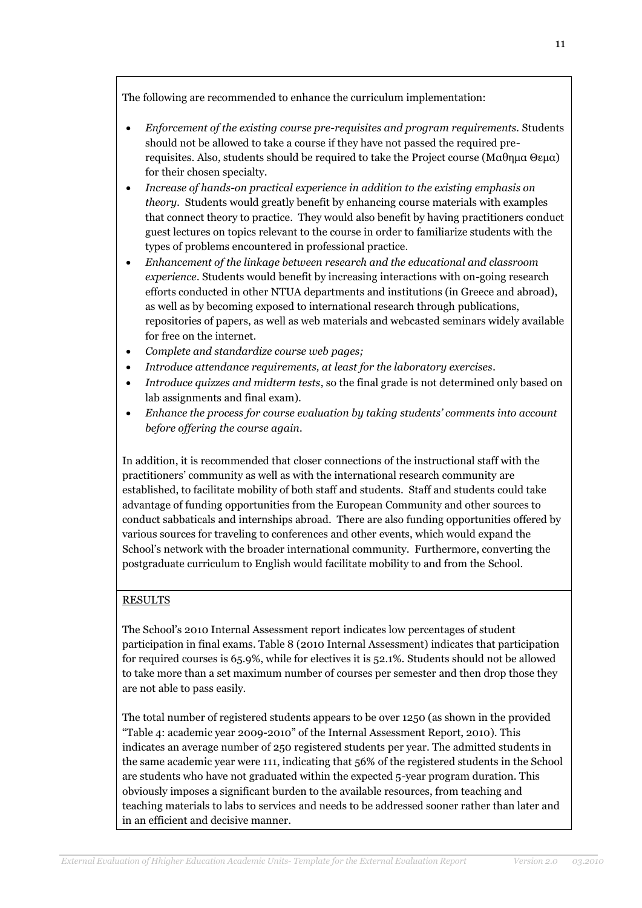The following are recommended to enhance the curriculum implementation:

- *Enforcement of the existing course pre-requisites and program requirements.* Students should not be allowed to take a course if they have not passed the required pre-requisites. Also, students should be required to take the Project course (Μαθημα Θεμα) for their chosen specialty.
- *Increase of hands-on practical experience in addition to the existing emphasis on theory.* Students would greatly benefit by enhancing course materials with examples that connect theory to practice. They would also benefit by having practitioners conduct guest lectures on topics relevant to the course in order to familiarize students with the types of problems encountered in professional practice.
- *Enhancement of the linkage between research and the educational and classroom experience.* Students would benefit by increasing interactions with on-going research efforts conducted in other NTUA departments and institutions (in Greece and abroad), as well as by becoming exposed to international research through publications, repositories of papers, as well as web materials and webcasted seminars widely available for free on the internet.
- *Complete and standardize course web pages;*
- *Introduce attendance requirements, at least for the laboratory exercises.*
- *Introduce quizzes and midterm tests*, so the final grade is not determined only based on lab assignments and final exam).
- *Enhance the process for course evaluation by taking students' comments into account before offering the course again.*

In addition, it is recommended that closer connections of the instructional staff with the practitioners' community as well as with the international research community are established, to facilitate mobility of both staff and students. Staff and students could take advantage of funding opportunities from the European Community and other sources to conduct sabbaticals and internships abroad. There are also funding opportunities offered by various sources for traveling to conferences and other events, which would expand the School's network with the broader international community. Furthermore, converting the postgraduate curriculum to English would facilitate mobility to and from the School.

RESULTS

The School's 2010 Internal Assessment report indicates low percentages of student participation in final exams. Table 8 (2010 Internal Assessment) indicates that participation for required courses is 65.9%, while for electives it is 52.1%. Students should not be allowed to take more than a set maximum number of courses per semester and then drop those they are not able to pass easily.

The total number of registered students appears to be over 1250 (as shown in the provided "Table 4: academic year 2009-2010" of the Internal Assessment Report, 2010). This indicates an average number of 250 registered students per year. The admitted students in the same academic year were 111, indicating that 56% of the registered students in the School are students who have not graduated within the expected 5-year program duration. This obviously imposes a significant burden to the available resources, from teaching and teaching materials to labs to services and needs to be addressed sooner rather than later and in an efficient and decisive manner.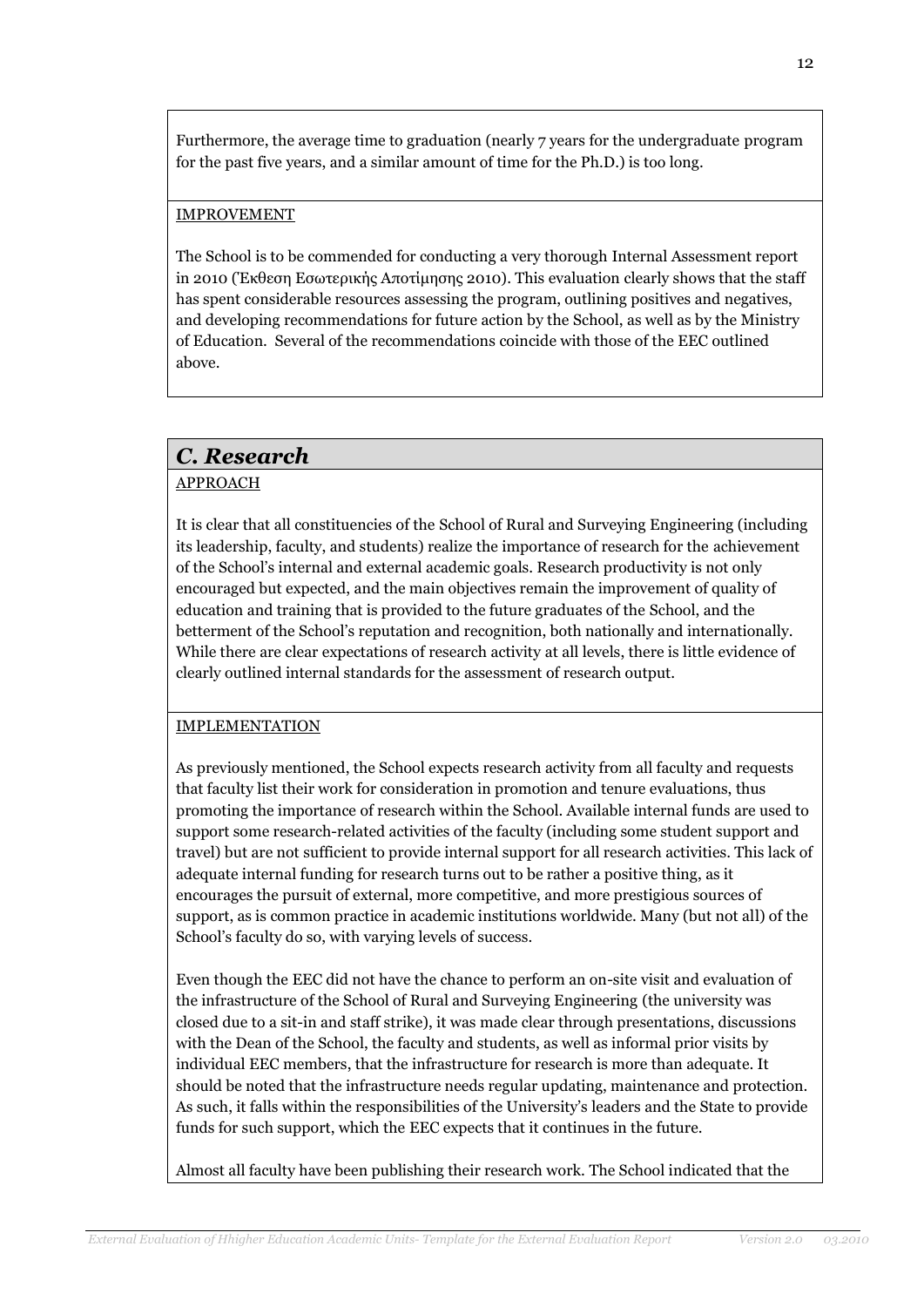Furthermore, the average time to graduation (nearly 7 years for the undergraduate program for the past five years, and a similar amount of time for the Ph.D.) is too long.

IMPROVEMENT

The School is to be commended for conducting a very thorough Internal Assessment report in 2010 (Έκθεση Εσωτερικής Αποτίμησης 2010). This evaluation clearly shows that the staff has spent considerable resources assessing the program, outlining positives and negatives, and developing recommendations for future action by the School, as well as by the Ministry of Education. Several of the recommendations coincide with those of the EEC outlined above.

## *C. Research*

APPROACH

It is clear that all constituencies of the School of Rural and Surveying Engineering (including its leadership, faculty, and students) realize the importance of research for the achievement of the School's internal and external academic goals. Research productivity is not only encouraged but expected, and the main objectives remain the improvement of quality of education and training that is provided to the future graduates of the School, and the betterment of the School's reputation and recognition, both nationally and internationally. While there are clear expectations of research activity at all levels, there is little evidence of clearly outlined internal standards for the assessment of research output.

IMPLEMENTATION

As previously mentioned, the School expects research activity from all faculty and requests that faculty list their work for consideration in promotion and tenure evaluations, thus promoting the importance of research within the School. Available internal funds are used to support some research-related activities of the faculty (including some student support and travel) but are not sufficient to provide internal support for all research activities. This lack of adequate internal funding for research turns out to be rather a positive thing, as it encourages the pursuit of external, more competitive, and more prestigious sources of support, as is common practice in academic institutions worldwide. Many (but not all) of the School's faculty do so, with varying levels of success.

Even though the EEC did not have the chance to perform an on-site visit and evaluation of the infrastructure of the School of Rural and Surveying Engineering (the university was closed due to a sit-in and staff strike), it was made clear through presentations, discussions with the Dean of the School, the faculty and students, as well as informal prior visits by individual EEC members, that the infrastructure for research is more than adequate. It should be noted that the infrastructure needs regular updating, maintenance and protection. As such, it falls within the responsibilities of the University's leaders and the State to provide funds for such support, which the EEC expects that it continues in the future.

Almost all faculty have been publishing their research work. The School indicated that the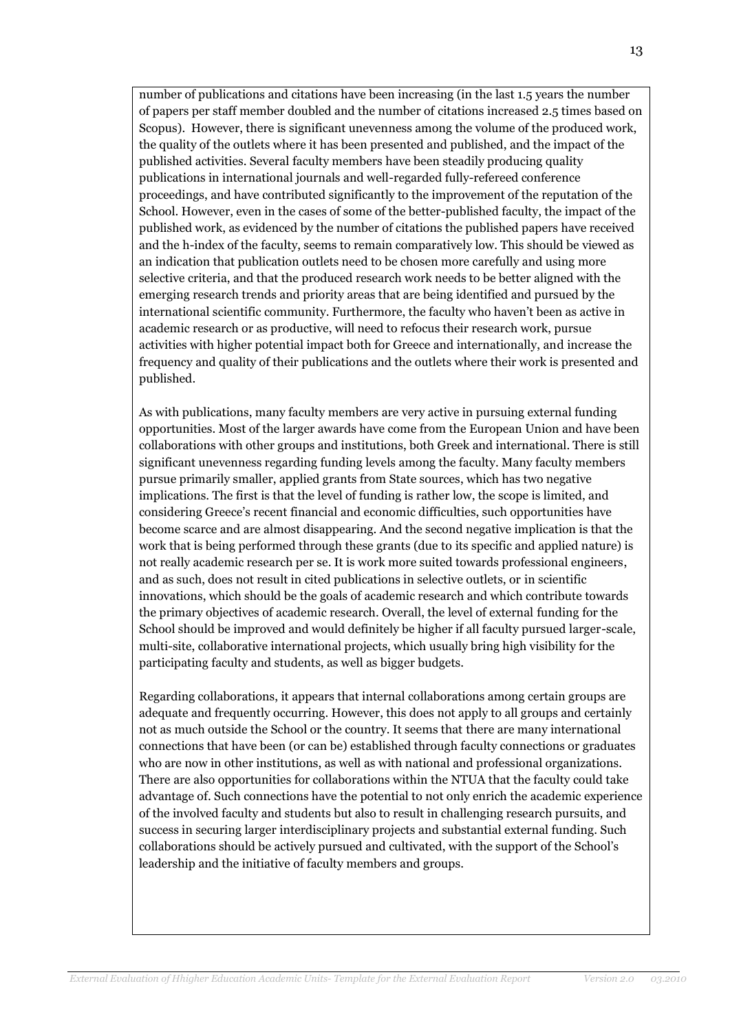number of publications and citations have been increasing (in the last 1.5 years the number of papers per staff member doubled and the number of citations increased 2.5 times based on Scopus). However, there is significant unevenness among the volume of the produced work, the quality of the outlets where it has been presented and published, and the impact of the published activities. Several faculty members have been steadily producing quality publications in international journals and well-regarded fully-refereed conference proceedings, and have contributed significantly to the improvement of the reputation of the School. However, even in the cases of some of the better-published faculty, the impact of the published work, as evidenced by the number of citations the published papers have received and the h-index of the faculty, seems to remain comparatively low. This should be viewed as an indication that publication outlets need to be chosen more carefully and using more selective criteria, and that the produced research work needs to be better aligned with the emerging research trends and priority areas that are being identified and pursued by the international scientific community. Furthermore, the faculty who haven't been as active in academic research or as productive, will need to refocus their research work, pursue activities with higher potential impact both for Greece and internationally, and increase the frequency and quality of their publications and the outlets where their work is presented and published.

As with publications, many faculty members are very active in pursuing external funding opportunities. Most of the larger awards have come from the European Union and have been collaborations with other groups and institutions, both Greek and international. There is still significant unevenness regarding funding levels among the faculty. Many faculty members pursue primarily smaller, applied grants from State sources, which has two negative implications. The first is that the level of funding is rather low, the scope is limited, and considering Greece's recent financial and economic difficulties, such opportunities have become scarce and are almost disappearing. And the second negative implication is that the work that is being performed through these grants (due to its specific and applied nature) is not really academic research per se. It is work more suited towards professional engineers, and as such, does not result in cited publications in selective outlets, or in scientific innovations, which should be the goals of academic research and which contribute towards the primary objectives of academic research. Overall, the level of external funding for the School should be improved and would definitely be higher if all faculty pursued larger-scale, multi-site, collaborative international projects, which usually bring high visibility for the participating faculty and students, as well as bigger budgets.

Regarding collaborations, it appears that internal collaborations among certain groups are adequate and frequently occurring. However, this does not apply to all groups and certainly not as much outside the School or the country. It seems that there are many international connections that have been (or can be) established through faculty connections or graduates who are now in other institutions, as well as with national and professional organizations. There are also opportunities for collaborations within the NTUA that the faculty could take advantage of. Such connections have the potential to not only enrich the academic experience of the involved faculty and students but also to result in challenging research pursuits, and success in securing larger interdisciplinary projects and substantial external funding. Such collaborations should be actively pursued and cultivated, with the support of the School's leadership and the initiative of faculty members and groups.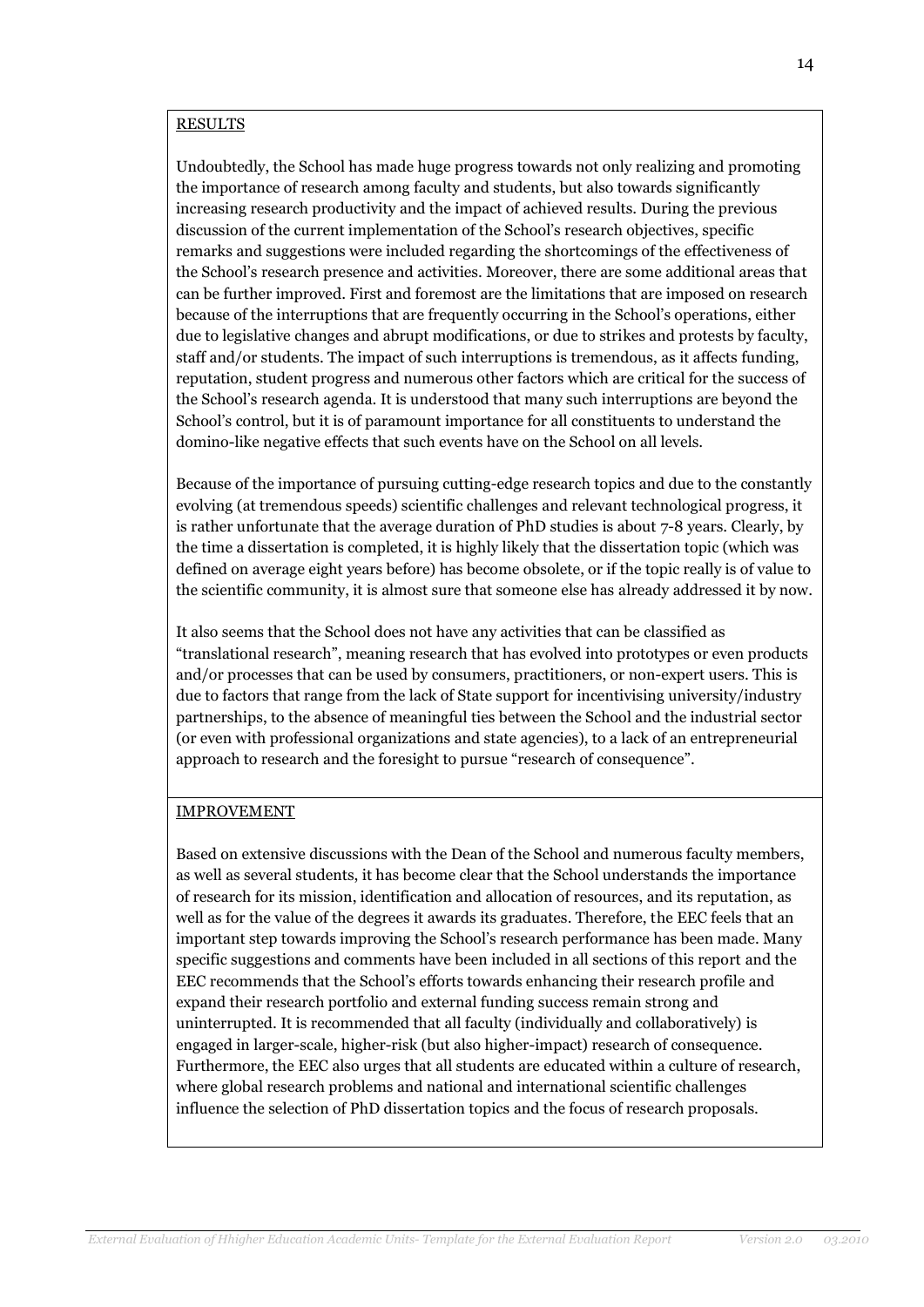RESULTS

Undoubtedly, the School has made huge progress towards not only realizing and promoting the importance of research among faculty and students, but also towards significantly increasing research productivity and the impact of achieved results. During the previous discussion of the current implementation of the School's research objectives, specific remarks and suggestions were included regarding the shortcomings of the effectiveness of the School's research presence and activities. Moreover, there are some additional areas that can be further improved. First and foremost are the limitations that are imposed on research because of the interruptions that are frequently occurring in the School's operations, either due to legislative changes and abrupt modifications, or due to strikes and protests by faculty, staff and/or students. The impact of such interruptions is tremendous, as it affects funding, reputation, student progress and numerous other factors which are critical for the success of the School's research agenda. It is understood that many such interruptions are beyond the School's control, but it is of paramount importance for all constituents to understand the domino-like negative effects that such events have on the School on all levels.

Because of the importance of pursuing cutting-edge research topics and due to the constantly evolving (at tremendous speeds) scientific challenges and relevant technological progress, it is rather unfortunate that the average duration of PhD studies is about 7-8 years. Clearly, by the time a dissertation is completed, it is highly likely that the dissertation topic (which was defined on average eight years before) has become obsolete, or if the topic really is of value to the scientific community, it is almost sure that someone else has already addressed it by now.

It also seems that the School does not have any activities that can be classified as "translational research", meaning research that has evolved into prototypes or even products and/or processes that can be used by consumers, practitioners, or non-expert users. This is due to factors that range from the lack of State support for incentivising university/industry partnerships, to the absence of meaningful ties between the School and the industrial sector (or even with professional organizations and state agencies), to a lack of an entrepreneurial approach to research and the foresight to pursue "research of consequence".

IMPROVEMENT

Based on extensive discussions with the Dean of the School and numerous faculty members, as well as several students, it has become clear that the School understands the importance of research for its mission, identification and allocation of resources, and its reputation, as well as for the value of the degrees it awards its graduates. Therefore, the EEC feels that an important step towards improving the School's research performance has been made. Many specific suggestions and comments have been included in all sections of this report and the EEC recommends that the School's efforts towards enhancing their research profile and expand their research portfolio and external funding success remain strong and uninterrupted. It is recommended that all faculty (individually and collaboratively) is engaged in larger-scale, higher-risk (but also higher-impact) research of consequence. Furthermore, the EEC also urges that all students are educated within a culture of research, where global research problems and national and international scientific challenges influence the selection of PhD dissertation topics and the focus of research proposals.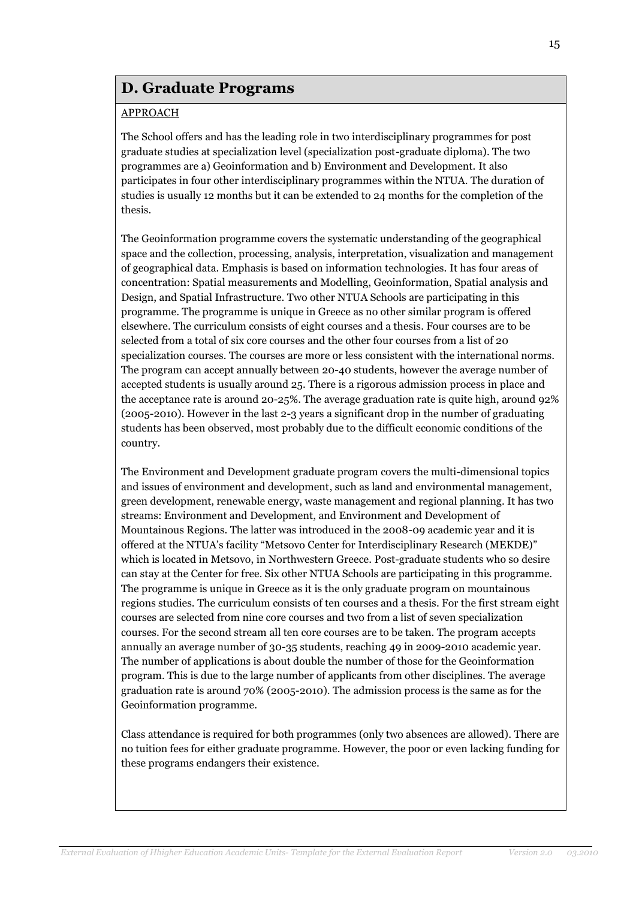# D. Graduate Programs

APPROACH

The School offers and has the leading role in two interdisciplinary programmes for post graduate studies at specialization level (specialization post-graduate diploma). The two programmes are a) Geoinformation and b) Environment and Development. It also participates in four other interdisciplinary programmes within the NTUA. The duration of studies is usually 12 months but it can be extended to 24 months for the completion of the thesis.

The Geoinformation programme covers the systematic understanding of the geographical space and the collection, processing, analysis, interpretation, visualization and management of geographical data. Emphasis is based on information technologies. It has four areas of concentration: Spatial measurements and Modelling, Geoinformation, Spatial analysis and Design, and Spatial Infrastructure. Two other NTUA Schools are participating in this programme. The programme is unique in Greece as no other similar program is offered elsewhere. The curriculum consists of eight courses and a thesis. Four courses are to be selected from a total of six core courses and the other four courses from a list of 20 specialization courses. The courses are more or less consistent with the international norms. The program can accept annually between 20-40 students, however the average number of accepted students is usually around 25. There is a rigorous admission process in place and the acceptance rate is around 20-25%. The average graduation rate is quite high, around 92% (2005-2010). However in the last 2-3 years a significant drop in the number of graduating students has been observed, most probably due to the difficult economic conditions of the country.

The Environment and Development graduate program covers the multi-dimensional topics and issues of environment and development, such as land and environmental management, green development, renewable energy, waste management and regional planning. It has two streams: Environment and Development, and Environment and Development of Mountainous Regions. The latter was introduced in the 2008-09 academic year and it is offered at the NTUA's facility "Metsovo Center for Interdisciplinary Research (MEKDE)" which is located in Metsovo, in Northwestern Greece. Post-graduate students who so desire can stay at the Center for free. Six other NTUA Schools are participating in this programme. The programme is unique in Greece as it is the only graduate program on mountainous regions studies. The curriculum consists of ten courses and a thesis. For the first stream eight courses are selected from nine core courses and two from a list of seven specialization courses. For the second stream all ten core courses are to be taken. The program accepts annually an average number of 30-35 students, reaching 49 in 2009-2010 academic year. The number of applications is about double the number of those for the Geoinformation program. This is due to the large number of applicants from other disciplines. The average graduation rate is around 70% (2005-2010). The admission process is the same as for the Geoinformation programme.

Class attendance is required for both programmes (only two absences are allowed). There are no tuition fees for either graduate programme. However, the poor or even lacking funding for these programs endangers their existence.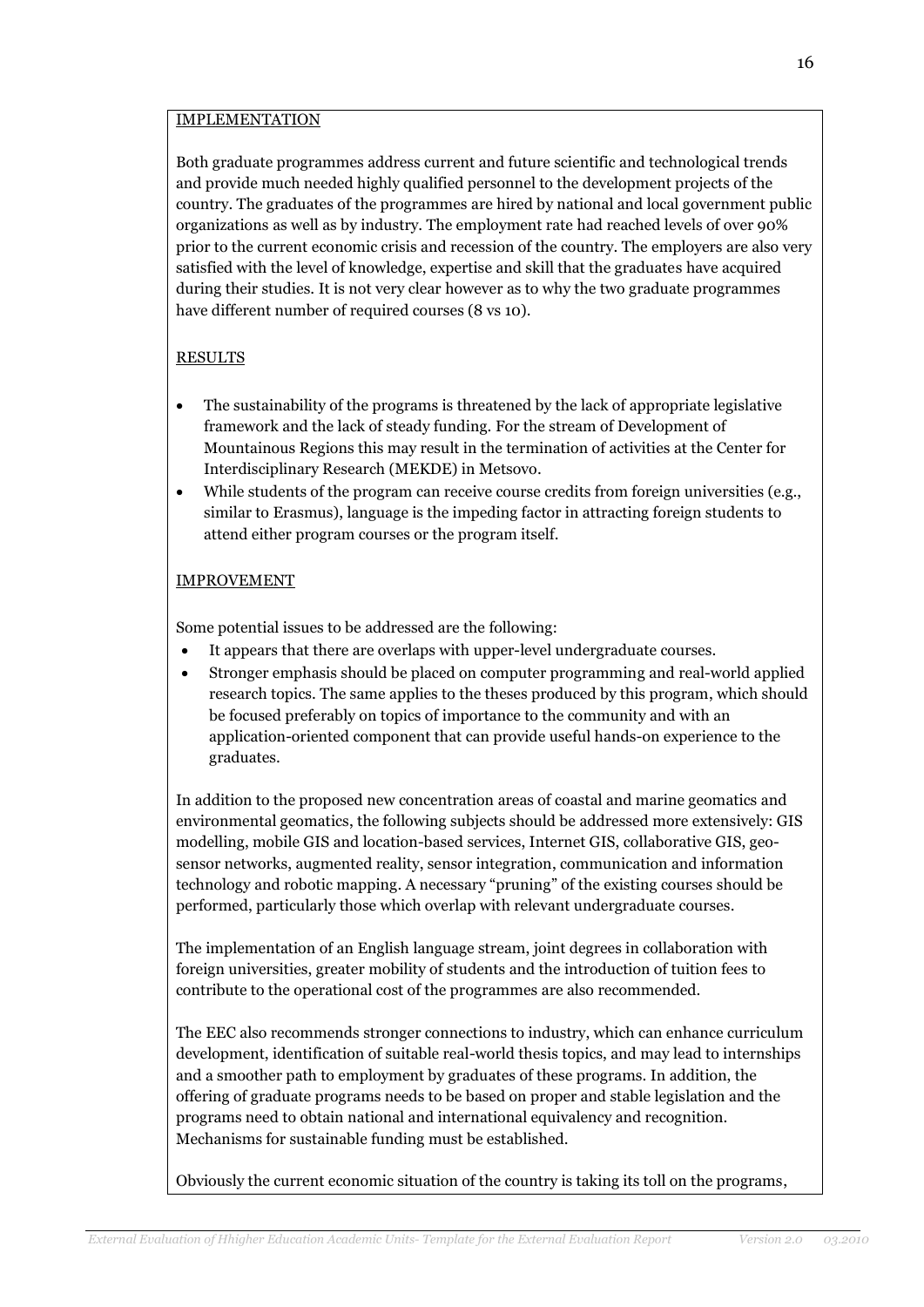IMPLEMENTATION

Both graduate programmes address current and future scientific and technological trends and provide much needed highly qualified personnel to the development projects of the country. The graduates of the programmes are hired by national and local government public organizations as well as by industry. The employment rate had reached levels of over 90% prior to the current economic crisis and recession of the country. The employers are also very satisfied with the level of knowledge, expertise and skill that the graduates have acquired during their studies. It is not very clear however as to why the two graduate programmes have different number of required courses (8 vs 10).

RESULTS

- The sustainability of the programs is threatened by the lack of appropriate legislative framework and the lack of steady funding. For the stream of Development of Mountainous Regions this may result in the termination of activities at the Center for Interdisciplinary Research (MEKDE) in Metsovo.
- While students of the program can receive course credits from foreign universities (e.g., similar to Erasmus), language is the impeding factor in attracting foreign students to attend either program courses or the program itself.

IMPROVEMENT

Some potential issues to be addressed are the following:

- It appears that there are overlaps with upper-level undergraduate courses.
- Stronger emphasis should be placed on computer programming and real-world applied research topics. The same applies to the theses produced by this program, which should be focused preferably on topics of importance to the community and with an application-oriented component that can provide useful hands-on experience to the graduates.

In addition to the proposed new concentration areas of coastal and marine geomatics and environmental geomatics, the following subjects should be addressed more extensively: GIS modelling, mobile GIS and location-based services, Internet GIS, collaborative GIS, geo-sensor networks, augmented reality, sensor integration, communication and information technology and robotic mapping. A necessary "pruning" of the existing courses should be performed, particularly those which overlap with relevant undergraduate courses.

The implementation of an English language stream, joint degrees in collaboration with foreign universities, greater mobility of students and the introduction of tuition fees to contribute to the operational cost of the programmes are also recommended.

The EEC also recommends stronger connections to industry, which can enhance curriculum development, identification of suitable real-world thesis topics, and may lead to internships and a smoother path to employment by graduates of these programs. In addition, the offering of graduate programs needs to be based on proper and stable legislation and the programs need to obtain national and international equivalency and recognition. Mechanisms for sustainable funding must be established.

Obviously the current economic situation of the country is taking its toll on the programs,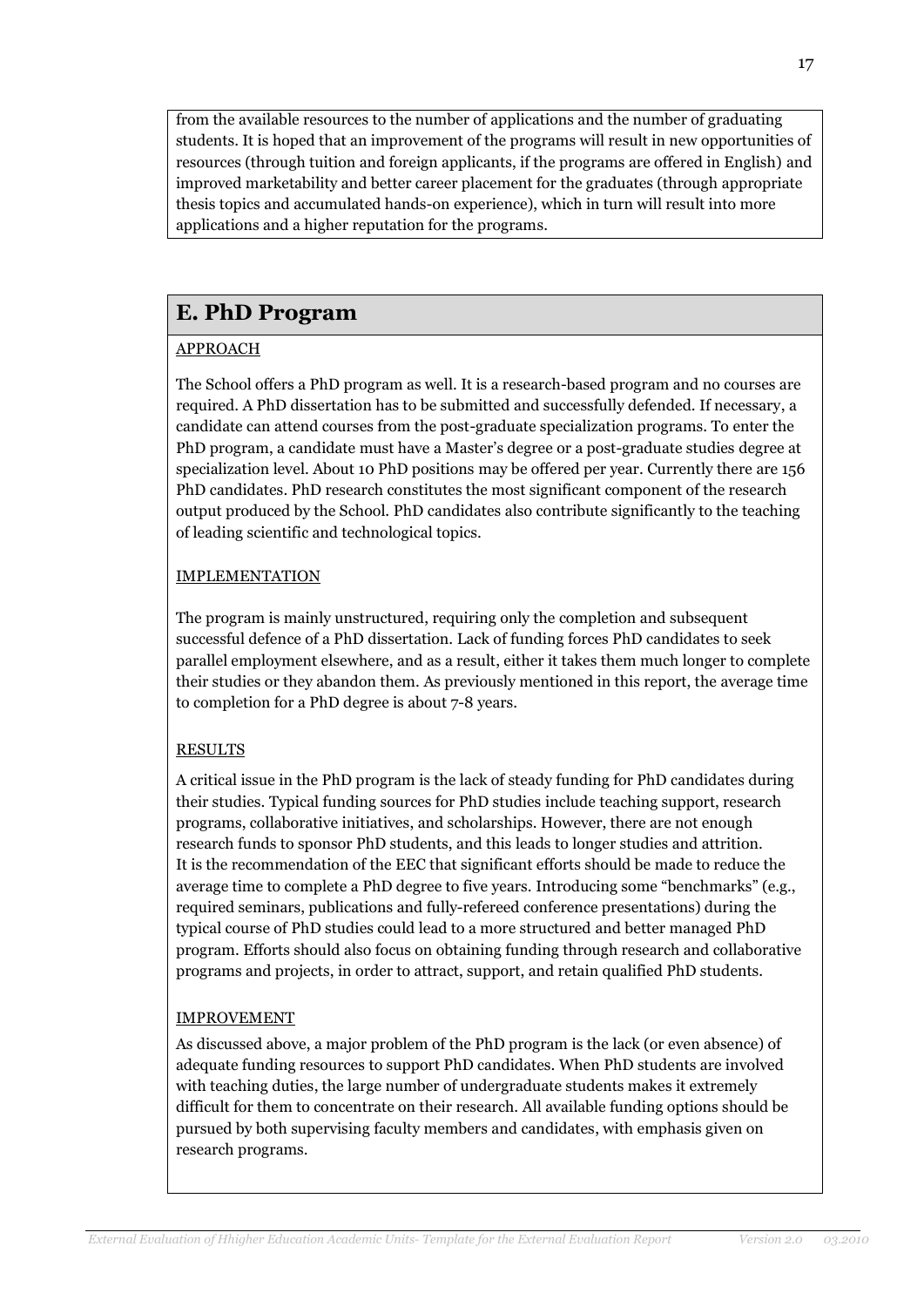from the available resources to the number of applications and the number of graduating students. It is hoped that an improvement of the programs will result in new opportunities of resources (through tuition and foreign applicants, if the programs are offered in English) and improved marketability and better career placement for the graduates (through appropriate thesis topics and accumulated hands-on experience), which in turn will result into more applications and a higher reputation for the programs.

## E. PhD Program

APPROACH

The School offers a PhD program as well. It is a research-based program and no courses are required. A PhD dissertation has to be submitted and successfully defended. If necessary, a candidate can attend courses from the post-graduate specialization programs. To enter the PhD program, a candidate must have a Master's degree or a post-graduate studies degree at specialization level. About 10 PhD positions may be offered per year. Currently there are 156 PhD candidates. PhD research constitutes the most significant component of the research output produced by the School. PhD candidates also contribute significantly to the teaching of leading scientific and technological topics.

IMPLEMENTATION

The program is mainly unstructured, requiring only the completion and subsequent successful defence of a PhD dissertation. Lack of funding forces PhD candidates to seek parallel employment elsewhere, and as a result, either it takes them much longer to complete their studies or they abandon them. As previously mentioned in this report, the average time to completion for a PhD degree is about 7-8 years.

RESULTS

A critical issue in the PhD program is the lack of steady funding for PhD candidates during their studies. Typical funding sources for PhD studies include teaching support, research programs, collaborative initiatives, and scholarships. However, there are not enough research funds to sponsor PhD students, and this leads to longer studies and attrition. It is the recommendation of the EEC that significant efforts should be made to reduce the average time to complete a PhD degree to five years. Introducing some "benchmarks" (e.g., required seminars, publications and fully-refereed conference presentations) during the typical course of PhD studies could lead to a more structured and better managed PhD program. Efforts should also focus on obtaining funding through research and collaborative programs and projects, in order to attract, support, and retain qualified PhD students.

IMPROVEMENT

As discussed above, a major problem of the PhD program is the lack (or even absence) of adequate funding resources to support PhD candidates. When PhD students are involved with teaching duties, the large number of undergraduate students makes it extremely difficult for them to concentrate on their research. All available funding options should be pursued by both supervising faculty members and candidates, with emphasis given on research programs.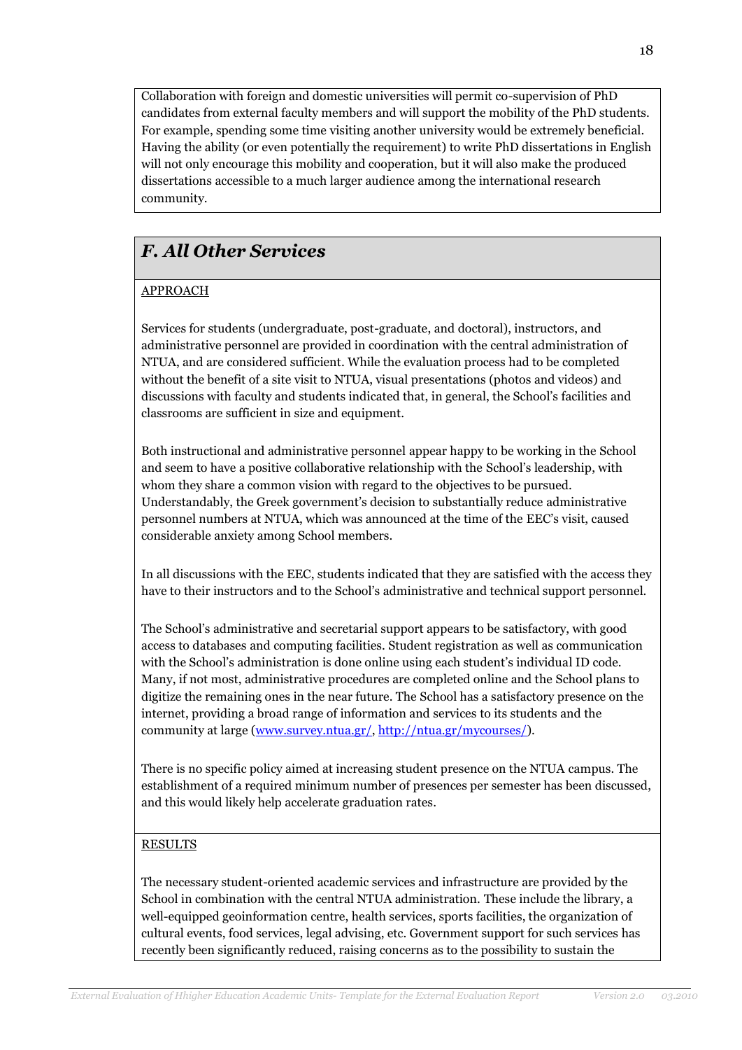Collaboration with foreign and domestic universities will permit co-supervision of PhD candidates from external faculty members and will support the mobility of the PhD students. For example, spending some time visiting another university would be extremely beneficial. Having the ability (or even potentially the requirement) to write PhD dissertations in English will not only encourage this mobility and cooperation, but it will also make the produced dissertations accessible to a much larger audience among the international research community.

## *F. All Other Services*

APPROACH

Services for students (undergraduate, post-graduate, and doctoral), instructors, and administrative personnel are provided in coordination with the central administration of NTUA, and are considered sufficient. While the evaluation process had to be completed without the benefit of a site visit to NTUA, visual presentations (photos and videos) and discussions with faculty and students indicated that, in general, the School's facilities and classrooms are sufficient in size and equipment.

Both instructional and administrative personnel appear happy to be working in the School and seem to have a positive collaborative relationship with the School's leadership, with whom they share a common vision with regard to the objectives to be pursued. Understandably, the Greek government's decision to substantially reduce administrative personnel numbers at NTUA, which was announced at the time of the EEC's visit, caused considerable anxiety among School members.

In all discussions with the EEC, students indicated that they are satisfied with the access they have to their instructors and to the School's administrative and technical support personnel.

The School's administrative and secretarial support appears to be satisfactory, with good access to databases and computing facilities. Student registration as well as communication with the School's administration is done online using each student's individual ID code. Many, if not most, administrative procedures are completed online and the School plans to digitize the remaining ones in the near future. The School has a satisfactory presence on the internet, providing a broad range of information and services to its students and the community at large (www.survey.ntua.gr/, http://ntua.gr/mycourses/).

There is no specific policy aimed at increasing student presence on the NTUA campus. The establishment of a required minimum number of presences per semester has been discussed, and this would likely help accelerate graduation rates.

RESULTS

The necessary student-oriented academic services and infrastructure are provided by the School in combination with the central NTUA administration. These include the library, a well-equipped geoinformation centre, health services, sports facilities, the organization of cultural events, food services, legal advising, etc. Government support for such services has recently been significantly reduced, raising concerns as to the possibility to sustain the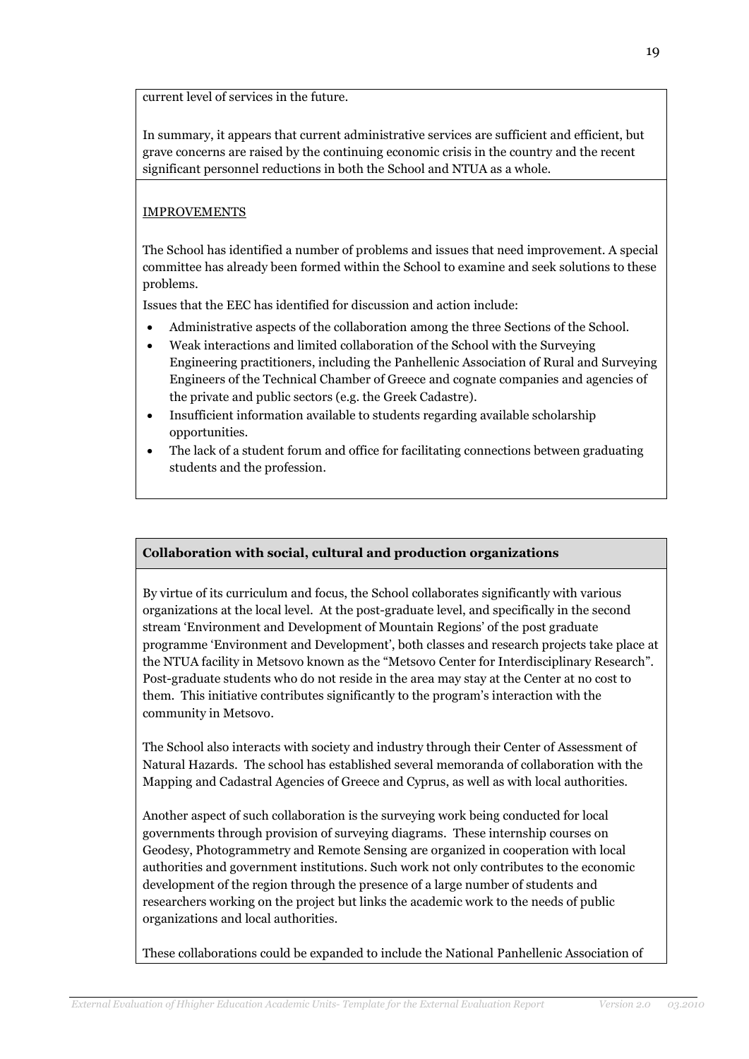current level of services in the future.

In summary, it appears that current administrative services are sufficient and efficient, but grave concerns are raised by the continuing economic crisis in the country and the recent significant personnel reductions in both the School and NTUA as a whole.

IMPROVEMENTS

The School has identified a number of problems and issues that need improvement. A special committee has already been formed within the School to examine and seek solutions to these problems.

Issues that the EEC has identified for discussion and action include:

- Administrative aspects of the collaboration among the three Sections of the School.
- Weak interactions and limited collaboration of the School with the Surveying Engineering practitioners, including the Panhellenic Association of Rural and Surveying Engineers of the Technical Chamber of Greece and cognate companies and agencies of the private and public sectors (e.g. the Greek Cadastre).
- Insufficient information available to students regarding available scholarship opportunities.
- The lack of a student forum and office for facilitating connections between graduating students and the profession.

**Collaboration with social, cultural and production organizations**

By virtue of its curriculum and focus, the School collaborates significantly with various organizations at the local level. At the post-graduate level, and specifically in the second stream 'Environment and Development of Mountain Regions' of the post graduate programme 'Environment and Development', both classes and research projects take place at the NTUA facility in Metsovo known as the "Metsovo Center for Interdisciplinary Research". Post-graduate students who do not reside in the area may stay at the Center at no cost to them. This initiative contributes significantly to the program's interaction with the community in Metsovo.

The School also interacts with society and industry through their Center of Assessment of Natural Hazards. The school has established several memoranda of collaboration with the Mapping and Cadastral Agencies of Greece and Cyprus, as well as with local authorities.

Another aspect of such collaboration is the surveying work being conducted for local governments through provision of surveying diagrams. These internship courses on Geodesy, Photogrammetry and Remote Sensing are organized in cooperation with local authorities and government institutions. Such work not only contributes to the economic development of the region through the presence of a large number of students and researchers working on the project but links the academic work to the needs of public organizations and local authorities.

These collaborations could be expanded to include the National Panhellenic Association of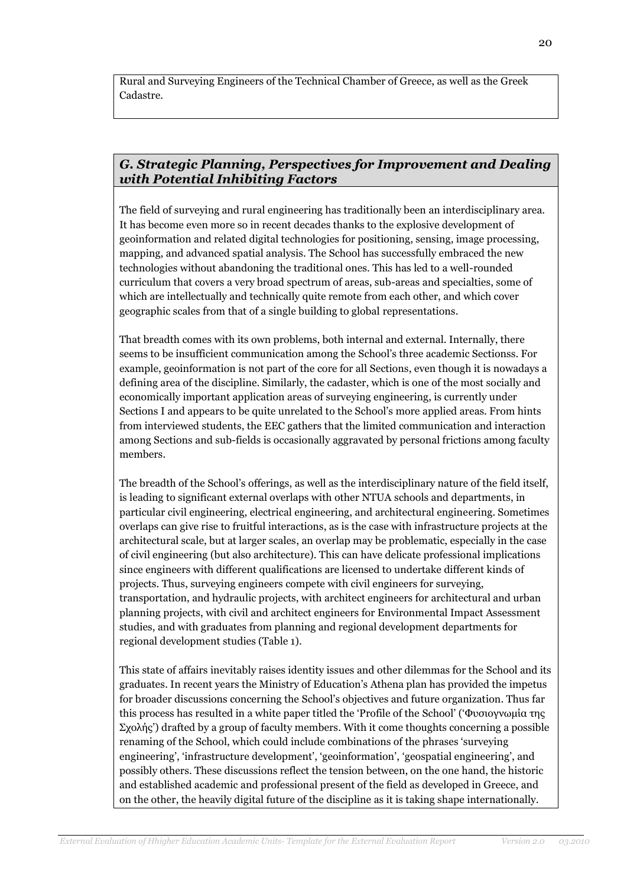Rural and Surveying Engineers of the Technical Chamber of Greece, as well as the Greek Cadastre.

## *G. Strategic Planning, Perspectives for Improvement and Dealing with Potential Inhibiting Factors*

The field of surveying and rural engineering has traditionally been an interdisciplinary area. It has become even more so in recent decades thanks to the explosive development of geoinformation and related digital technologies for positioning, sensing, image processing, mapping, and advanced spatial analysis. The School has successfully embraced the new technologies without abandoning the traditional ones. This has led to a well-rounded curriculum that covers a very broad spectrum of areas, sub-areas and specialties, some of which are intellectually and technically quite remote from each other, and which cover geographic scales from that of a single building to global representations.

That breadth comes with its own problems, both internal and external. Internally, there seems to be insufficient communication among the School's three academic Sectionss. For example, geoinformation is not part of the core for all Sections, even though it is nowadays a defining area of the discipline. Similarly, the cadaster, which is one of the most socially and economically important application areas of surveying engineering, is currently under Sections I and appears to be quite unrelated to the School's more applied areas. From hints from interviewed students, the EEC gathers that the limited communication and interaction among Sections and sub-fields is occasionally aggravated by personal frictions among faculty members.

The breadth of the School's offerings, as well as the interdisciplinary nature of the field itself, is leading to significant external overlaps with other NTUA schools and departments, in particular civil engineering, electrical engineering, and architectural engineering. Sometimes overlaps can give rise to fruitful interactions, as is the case with infrastructure projects at the architectural scale, but at larger scales, an overlap may be problematic, especially in the case of civil engineering (but also architecture). This can have delicate professional implications since engineers with different qualifications are licensed to undertake different kinds of projects. Thus, surveying engineers compete with civil engineers for surveying, transportation, and hydraulic projects, with architect engineers for architectural and urban planning projects, with civil and architect engineers for Environmental Impact Assessment studies, and with graduates from planning and regional development departments for regional development studies (Table 1).

This state of affairs inevitably raises identity issues and other dilemmas for the School and its graduates. In recent years the Ministry of Education's Athena plan has provided the impetus for broader discussions concerning the School's objectives and future organization. Thus far this process has resulted in a white paper titled the 'Profile of the School' ('Φυσιογνωμία της Σχολής') drafted by a group of faculty members. With it come thoughts concerning a possible renaming of the School, which could include combinations of the phrases 'surveying engineering', 'infrastructure development', 'geoinformation', 'geospatial engineering', and possibly others. These discussions reflect the tension between, on the one hand, the historic and established academic and professional present of the field as developed in Greece, and on the other, the heavily digital future of the discipline as it is taking shape internationally.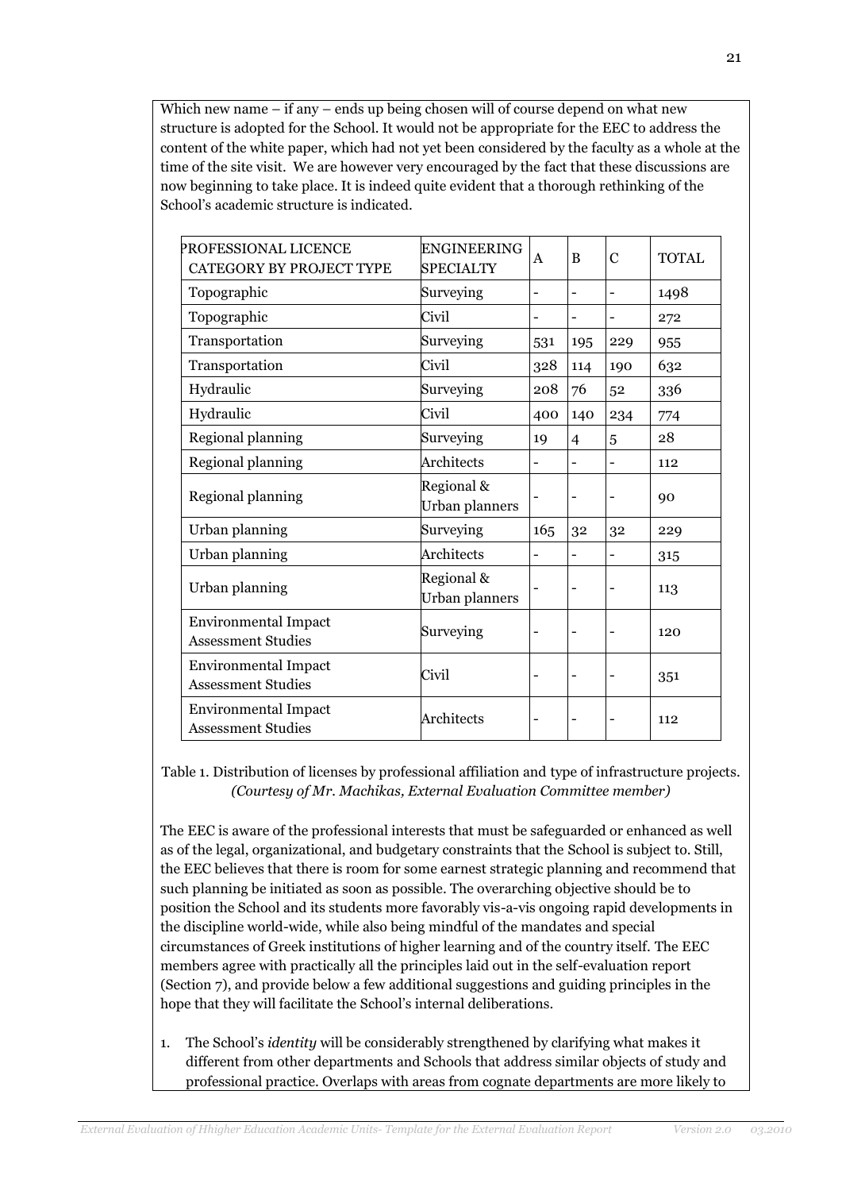Which new name – if any – ends up being chosen will of course depend on what new structure is adopted for the School. It would not be appropriate for the EEC to address the content of the white paper, which had not yet been considered by the faculty as a whole at the time of the site visit. We are however very encouraged by the fact that these discussions are now beginning to take place. It is indeed quite evident that a thorough rethinking of the School's academic structure is indicated.

| PROFESSIONAL LICENCE CATEGORY BY PROJECT TYPE | ENGINEERING SPECIALTY | A | B | C | TOTAL |
|---|---|---|---|---|---|
| Topographic | Surveying | - | - | - | 1498 |
| Topographic | Civil | - | - | - | 272 |
| Transportation | Surveying | 531 | 195 | 229 | 955 |
| Transportation | Civil | 328 | 114 | 190 | 632 |
| Hydraulic | Surveying | 208 | 76 | 52 | 336 |
| Hydraulic | Civil | 400 | 140 | 234 | 774 |
| Regional planning | Surveying | 19 | 4 | 5 | 28 |
| Regional planning | Architects | - | - | - | 112 |
| Regional planning | Regional & Urban planners | - | - | - | 90 |
| Urban planning | Surveying | 165 | 32 | 32 | 229 |
| Urban planning | Architects | - | - | - | 315 |
| Urban planning | Regional & Urban planners | - | - | - | 113 |
| Environmental Impact Assessment Studies | Surveying | - | - | - | 120 |
| Environmental Impact Assessment Studies | Civil | - | - | - | 351 |
| Environmental Impact Assessment Studies | Architects | - | - | - | 112 |

Table 1. Distribution of licenses by professional affiliation and type of infrastructure projects. *(Courtesy of Mr. Machikas, External Evaluation Committee member)*

The EEC is aware of the professional interests that must be safeguarded or enhanced as well as of the legal, organizational, and budgetary constraints that the School is subject to. Still, the EEC believes that there is room for some earnest strategic planning and recommend that such planning be initiated as soon as possible. The overarching objective should be to position the School and its students more favorably vis-a-vis ongoing rapid developments in the discipline world-wide, while also being mindful of the mandates and special circumstances of Greek institutions of higher learning and of the country itself. The EEC members agree with practically all the principles laid out in the self-evaluation report (Section 7), and provide below a few additional suggestions and guiding principles in the hope that they will facilitate the School's internal deliberations.

1. The School's *identity* will be considerably strengthened by clarifying what makes it different from other departments and Schools that address similar objects of study and professional practice. Overlaps with areas from cognate departments are more likely to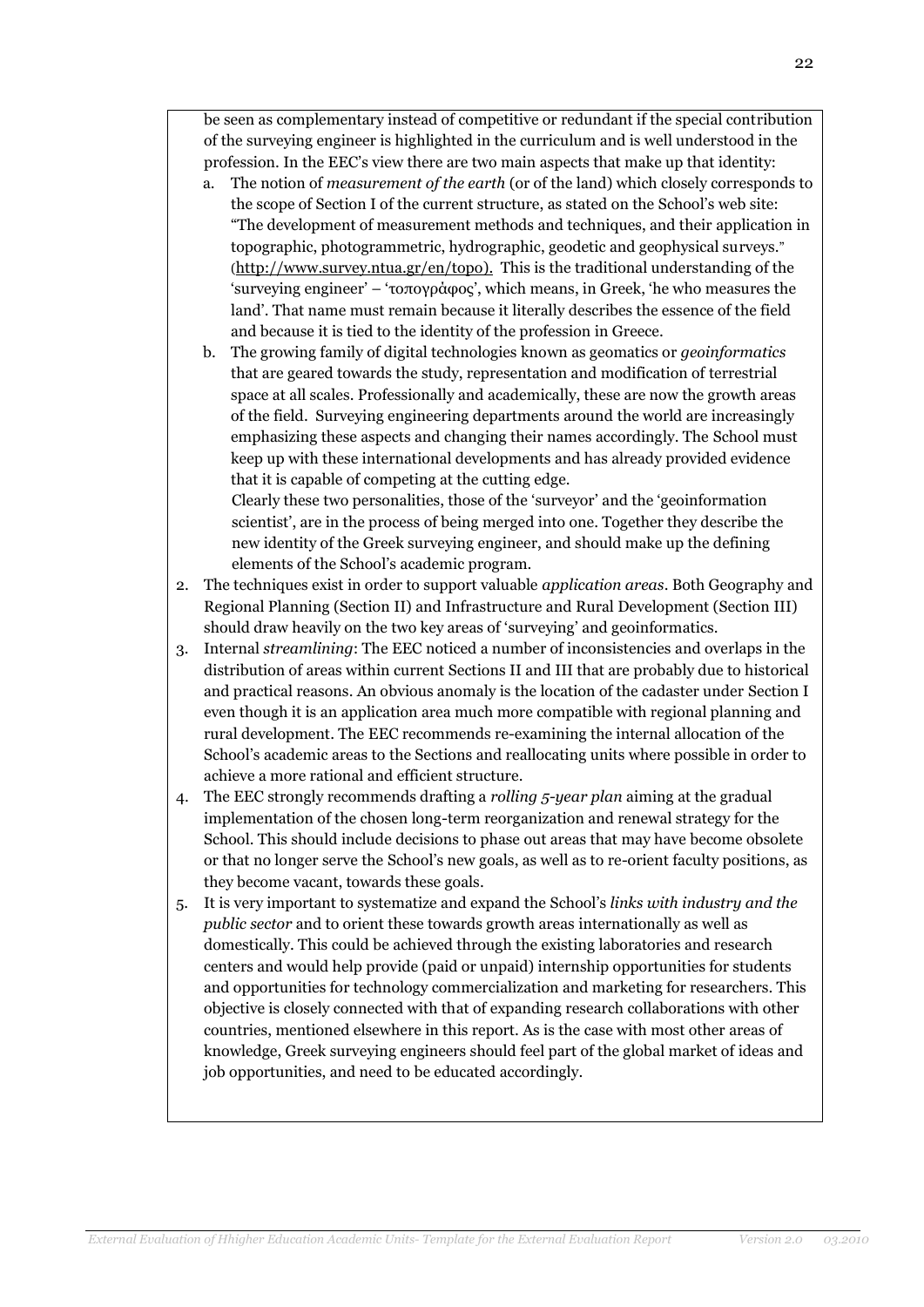be seen as complementary instead of competitive or redundant if the special contribution of the surveying engineer is highlighted in the curriculum and is well understood in the profession. In the EEC's view there are two main aspects that make up that identity:

a. The notion of *measurement of the earth* (or of the land) which closely corresponds to the scope of Section I of the current structure, as stated on the School's web site: "The development of measurement methods and techniques, and their application in topographic, photogrammetric, hydrographic, geodetic and geophysical surveys." (http://www.survey.ntua.gr/en/topo). This is the traditional understanding of the 'surveying engineer' – 'τοπογράφος', which means, in Greek, 'he who measures the land'. That name must remain because it literally describes the essence of the field and because it is tied to the identity of the profession in Greece.

b. The growing family of digital technologies known as geomatics or *geoinformatics* that are geared towards the study, representation and modification of terrestrial space at all scales. Professionally and academically, these are now the growth areas of the field. Surveying engineering departments around the world are increasingly emphasizing these aspects and changing their names accordingly. The School must keep up with these international developments and has already provided evidence that it is capable of competing at the cutting edge.

   Clearly these two personalities, those of the 'surveyor' and the 'geoinformation scientist', are in the process of being merged into one. Together they describe the new identity of the Greek surveying engineer, and should make up the defining elements of the School's academic program.

2. The techniques exist in order to support valuable *application areas*. Both Geography and Regional Planning (Section II) and Infrastructure and Rural Development (Section III) should draw heavily on the two key areas of 'surveying' and geoinformatics.
3. Internal *streamlining*: The EEC noticed a number of inconsistencies and overlaps in the distribution of areas within current Sections II and III that are probably due to historical and practical reasons. An obvious anomaly is the location of the cadaster under Section I even though it is an application area much more compatible with regional planning and rural development. The EEC recommends re-examining the internal allocation of the School's academic areas to the Sections and reallocating units where possible in order to achieve a more rational and efficient structure.
4. The EEC strongly recommends drafting a *rolling 5-year plan* aiming at the gradual implementation of the chosen long-term reorganization and renewal strategy for the School. This should include decisions to phase out areas that may have become obsolete or that no longer serve the School's new goals, as well as to re-orient faculty positions, as they become vacant, towards these goals.
5. It is very important to systematize and expand the School's *links with industry and the public sector* and to orient these towards growth areas internationally as well as domestically. This could be achieved through the existing laboratories and research centers and would help provide (paid or unpaid) internship opportunities for students and opportunities for technology commercialization and marketing for researchers. This objective is closely connected with that of expanding research collaborations with other countries, mentioned elsewhere in this report. As is the case with most other areas of knowledge, Greek surveying engineers should feel part of the global market of ideas and job opportunities, and need to be educated accordingly.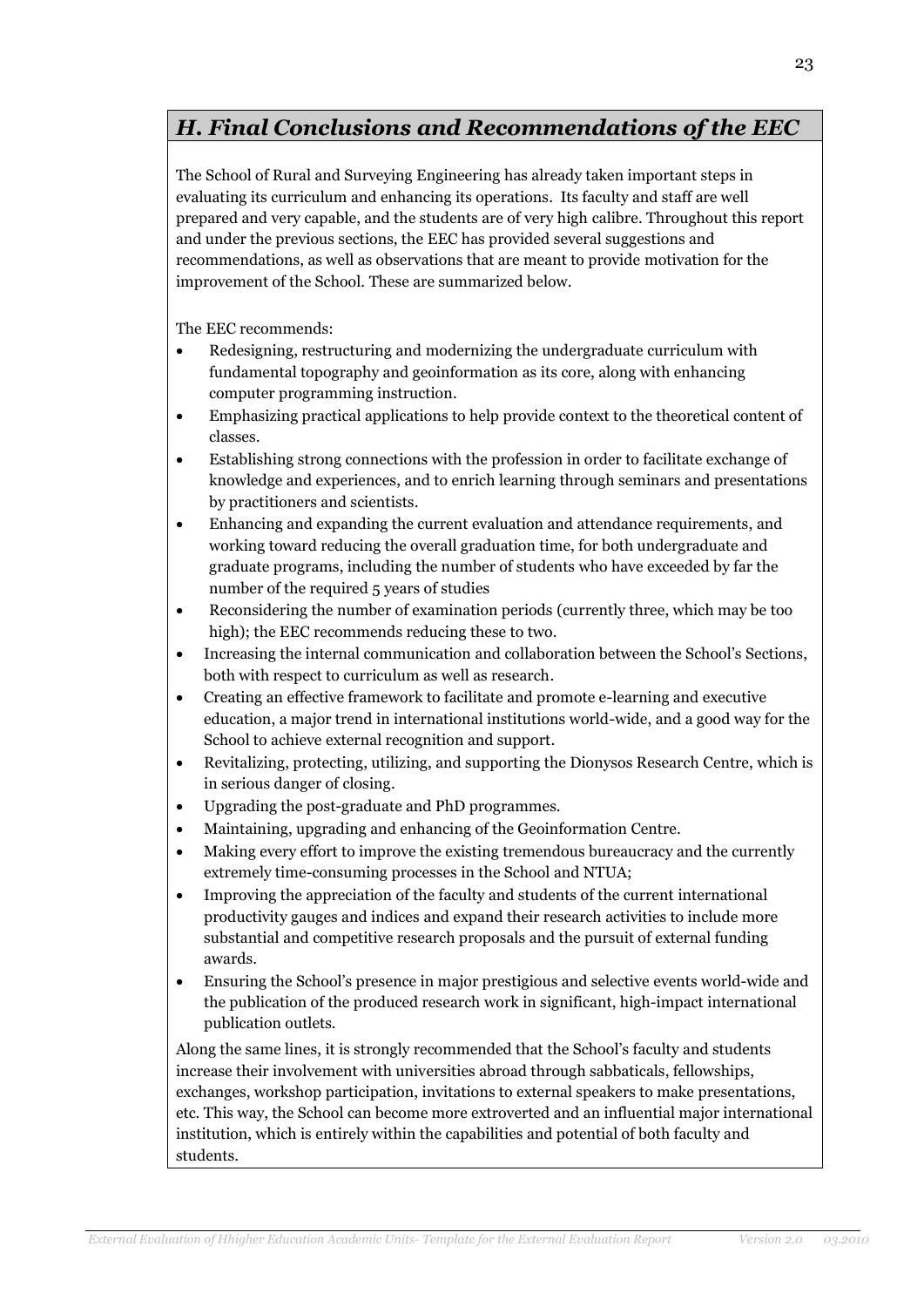## *H. Final Conclusions and Recommendations of the EEC*

The School of Rural and Surveying Engineering has already taken important steps in evaluating its curriculum and enhancing its operations. Its faculty and staff are well prepared and very capable, and the students are of very high calibre. Throughout this report and under the previous sections, the EEC has provided several suggestions and recommendations, as well as observations that are meant to provide motivation for the improvement of the School. These are summarized below.

The EEC recommends:

- Redesigning, restructuring and modernizing the undergraduate curriculum with fundamental topography and geoinformation as its core, along with enhancing computer programming instruction.
- Emphasizing practical applications to help provide context to the theoretical content of classes.
- Establishing strong connections with the profession in order to facilitate exchange of knowledge and experiences, and to enrich learning through seminars and presentations by practitioners and scientists.
- Enhancing and expanding the current evaluation and attendance requirements, and working toward reducing the overall graduation time, for both undergraduate and graduate programs, including the number of students who have exceeded by far the number of the required 5 years of studies
- Reconsidering the number of examination periods (currently three, which may be too high); the EEC recommends reducing these to two.
- Increasing the internal communication and collaboration between the School's Sections, both with respect to curriculum as well as research.
- Creating an effective framework to facilitate and promote e-learning and executive education, a major trend in international institutions world-wide, and a good way for the School to achieve external recognition and support.
- Revitalizing, protecting, utilizing, and supporting the Dionysos Research Centre, which is in serious danger of closing.
- Upgrading the post-graduate and PhD programmes.
- Maintaining, upgrading and enhancing of the Geoinformation Centre.
- Making every effort to improve the existing tremendous bureaucracy and the currently extremely time-consuming processes in the School and NTUA;
- Improving the appreciation of the faculty and students of the current international productivity gauges and indices and expand their research activities to include more substantial and competitive research proposals and the pursuit of external funding awards.
- Ensuring the School's presence in major prestigious and selective events world-wide and the publication of the produced research work in significant, high-impact international publication outlets.

Along the same lines, it is strongly recommended that the School's faculty and students increase their involvement with universities abroad through sabbaticals, fellowships, exchanges, workshop participation, invitations to external speakers to make presentations, etc. This way, the School can become more extroverted and an influential major international institution, which is entirely within the capabilities and potential of both faculty and students.